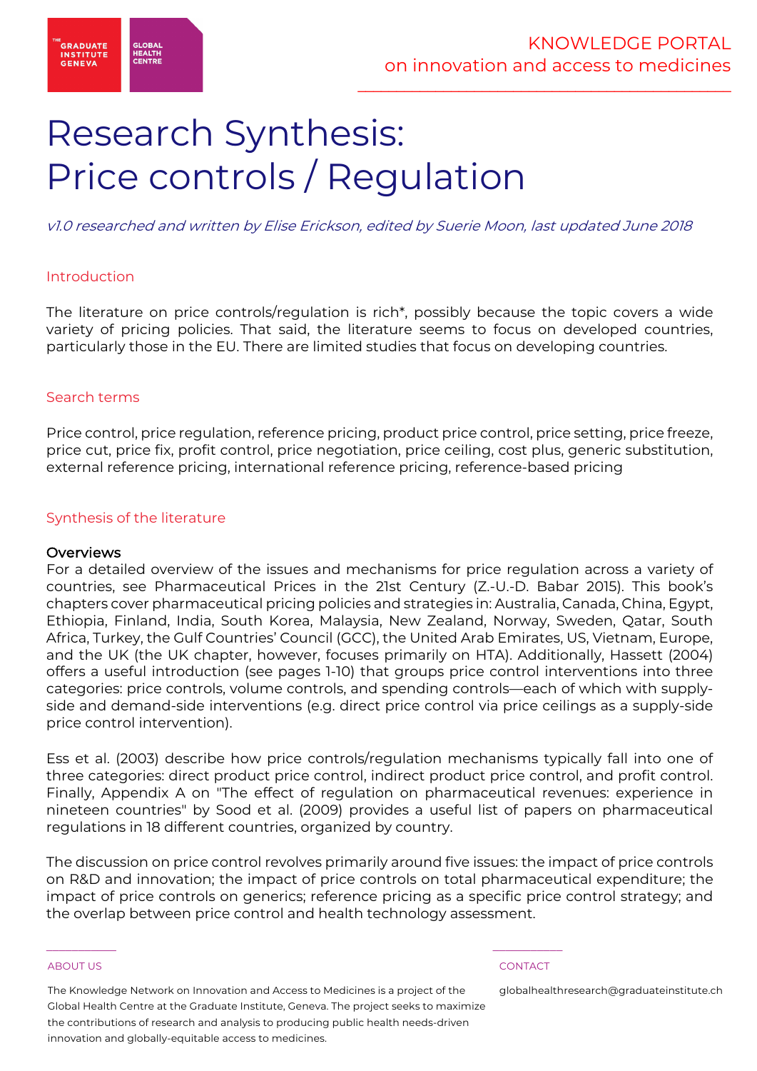# Research Synthesis: Price controls / Regulation

*v1.0 researched and written by Elise Erickson, edited by Suerie Moon, last updated June 2018*

## Introduction

The literature on price controls/regulation is rich*, possibly because the topic covers a wide variety of pricing policies. That said, the literature seems to focus on developed countries, particularly those in the EU. There are limited studies that focus on developing countries.

## Search terms

Price control, price regulation, reference pricing, product price control, price setting, price freeze, price cut, price fix, profit control, price negotiation, price ceiling, cost plus, generic substitution, external reference pricing, international reference pricing, reference-based pricing

## Synthesis of the literature

### Overviews

For a detailed overview of the issues and mechanisms for price regulation across a variety of countries, see Pharmaceutical Prices in the 21st Century (Z.-U.-D. Babar 2015). This book's chapters cover pharmaceutical pricing policies and strategies in: Australia, Canada, China, Egypt, Ethiopia, Finland, India, South Korea, Malaysia, New Zealand, Norway, Sweden, Qatar, South Africa, Turkey, the Gulf Countries' Council (GCC), the United Arab Emirates, US, Vietnam, Europe, and the UK (the UK chapter, however, focuses primarily on HTA). Additionally, Hassett (2004) offers a useful introduction (see pages 1-10) that groups price control interventions into three categories: price controls, volume controls, and spending controls—each of which with supply-side and demand-side interventions (e.g. direct price control via price ceilings as a supply-side price control intervention).

Ess et al. (2003) describe how price controls/regulation mechanisms typically fall into one of three categories: direct product price control, indirect product price control, and profit control. Finally, Appendix A on "The effect of regulation on pharmaceutical revenues: experience in nineteen countries" by Sood et al. (2009) provides a useful list of papers on pharmaceutical regulations in 18 different countries, organized by country.

The discussion on price control revolves primarily around five issues: the impact of price controls on R&D and innovation; the impact of price controls on total pharmaceutical expenditure; the impact of price controls on generics; reference pricing as a specific price control strategy; and the overlap between price control and health technology assessment.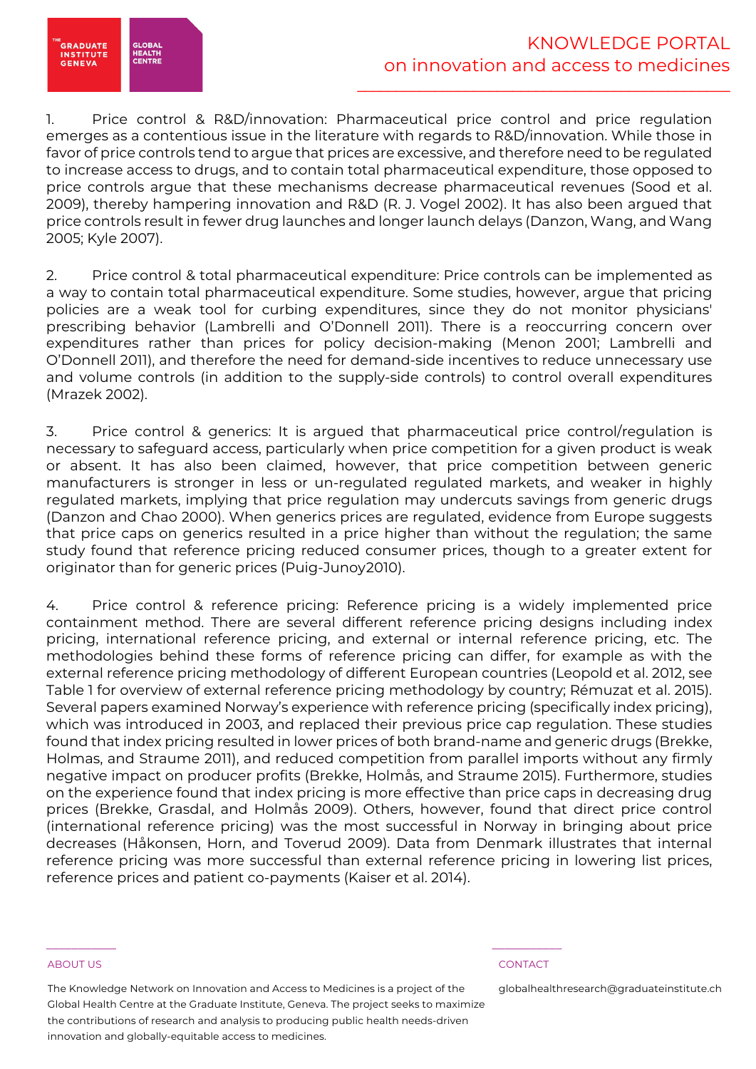1. Price control & R&D/innovation: Pharmaceutical price control and price regulation emerges as a contentious issue in the literature with regards to R&D/innovation. While those in favor of price controls tend to argue that prices are excessive, and therefore need to be regulated to increase access to drugs, and to contain total pharmaceutical expenditure, those opposed to price controls argue that these mechanisms decrease pharmaceutical revenues (Sood et al. 2009), thereby hampering innovation and R&D (R. J. Vogel 2002). It has also been argued that price controls result in fewer drug launches and longer launch delays (Danzon, Wang, and Wang 2005; Kyle 2007).

2. Price control & total pharmaceutical expenditure: Price controls can be implemented as a way to contain total pharmaceutical expenditure. Some studies, however, argue that pricing policies are a weak tool for curbing expenditures, since they do not monitor physicians' prescribing behavior (Lambrelli and O'Donnell 2011). There is a reoccurring concern over expenditures rather than prices for policy decision-making (Menon 2001; Lambrelli and O'Donnell 2011), and therefore the need for demand-side incentives to reduce unnecessary use and volume controls (in addition to the supply-side controls) to control overall expenditures (Mrazek 2002).

3. Price control & generics: It is argued that pharmaceutical price control/regulation is necessary to safeguard access, particularly when price competition for a given product is weak or absent. It has also been claimed, however, that price competition between generic manufacturers is stronger in less or un-regulated markets, and weaker in highly regulated markets, implying that price regulation may undercuts savings from generic drugs (Danzon and Chao 2000). When generics prices are regulated, evidence from Europe suggests that price caps on generics resulted in a price higher than without the regulation; the same study found that reference pricing reduced consumer prices, though to a greater extent for originator than for generic prices (Puig-Junoy2010).

4. Price control & reference pricing: Reference pricing is a widely implemented price containment method. There are several different reference pricing designs including index pricing, international reference pricing, and external or internal reference pricing, etc. The methodologies behind these forms of reference pricing can differ, for example as with the external reference pricing methodology of different European countries (Leopold et al. 2012, see Table 1 for overview of external reference pricing methodology by country; Rémuzat et al. 2015). Several papers examined Norway's experience with reference pricing (specifically index pricing), which was introduced in 2003, and replaced their previous price cap regulation. These studies found that index pricing resulted in lower prices of both brand-name and generic drugs (Brekke, Holmas, and Straume 2011), and reduced competition from parallel imports without any firmly negative impact on producer profits (Brekke, Holmås, and Straume 2015). Furthermore, studies on the experience found that index pricing is more effective than price caps in decreasing drug prices (Brekke, Grasdal, and Holmås 2009). Others, however, found that direct price control (international reference pricing) was the most successful in Norway in bringing about price decreases (Håkonsen, Horn, and Toverud 2009). Data from Denmark illustrates that internal reference pricing was more successful than external reference pricing in lowering list prices, reference prices and patient co-payments (Kaiser et al. 2014).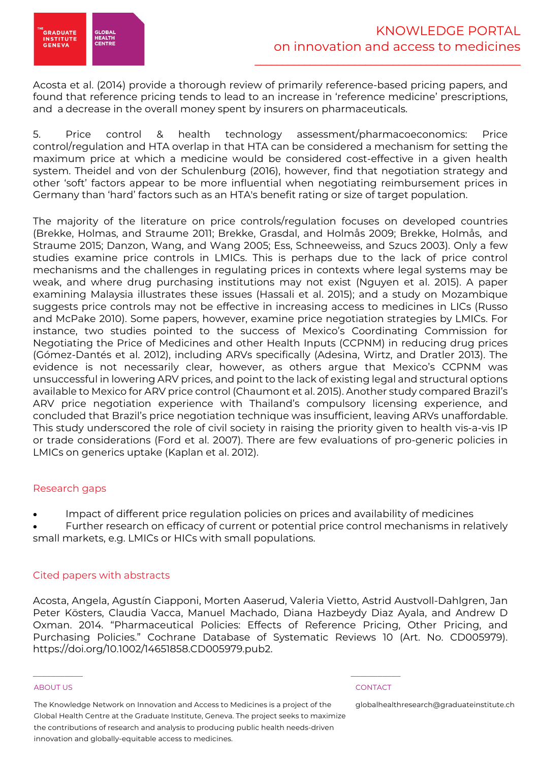Acosta et al. (2014) provide a thorough review of primarily reference-based pricing papers, and found that reference pricing tends to lead to an increase in 'reference medicine' prescriptions, and a decrease in the overall money spent by insurers on pharmaceuticals.

5. Price control & health technology assessment/pharmacoeconomics: Price control/regulation and HTA overlap in that HTA can be considered a mechanism for setting the maximum price at which a medicine would be considered cost-effective in a given health system. Theidel and von der Schulenburg (2016), however, find that negotiation strategy and other 'soft' factors appear to be more influential when negotiating reimbursement prices in Germany than 'hard' factors such as an HTA's benefit rating or size of target population.

The majority of the literature on price controls/regulation focuses on developed countries (Brekke, Holmas, and Straume 2011; Brekke, Grasdal, and Holmås 2009; Brekke, Holmås, and Straume 2015; Danzon, Wang, and Wang 2005; Ess, Schneeweiss, and Szucs 2003). Only a few studies examine price controls in LMICs. This is perhaps due to the lack of price control mechanisms and the challenges in regulating prices in contexts where legal systems may be weak, and where drug purchasing institutions may not exist (Nguyen et al. 2015). A paper examining Malaysia illustrates these issues (Hassali et al. 2015); and a study on Mozambique suggests price controls may not be effective in increasing access to medicines in LICs (Russo and McPake 2010). Some papers, however, examine price negotiation strategies by LMICs. For instance, two studies pointed to the success of Mexico's Coordinating Commission for Negotiating the Price of Medicines and other Health Inputs (CCPNM) in reducing drug prices (Gómez-Dantés et al. 2012), including ARVs specifically (Adesina, Wirtz, and Dratler 2013). The evidence is not necessarily clear, however, as others argue that Mexico's CCPNM was unsuccessful in lowering ARV prices, and point to the lack of existing legal and structural options available to Mexico for ARV price control (Chaumont et al. 2015). Another study compared Brazil's ARV price negotiation experience with Thailand's compulsory licensing experience, and concluded that Brazil's price negotiation technique was insufficient, leaving ARVs unaffordable. This study underscored the role of civil society in raising the priority given to health vis-a-vis IP or trade considerations (Ford et al. 2007). There are few evaluations of pro-generic policies in LMICs on generics uptake (Kaplan et al. 2012).

## Research gaps

- Impact of different price regulation policies on prices and availability of medicines
- Further research on efficacy of current or potential price control mechanisms in relatively small markets, e.g. LMICs or HICs with small populations.

## Cited papers with abstracts

Acosta, Angela, Agustín Ciapponi, Morten Aaserud, Valeria Vietto, Astrid Austvoll-Dahlgren, Jan Peter Kösters, Claudia Vacca, Manuel Machado, Diana Hazbeydy Diaz Ayala, and Andrew D Oxman. 2014. "Pharmaceutical Policies: Effects of Reference Pricing, Other Pricing, and Purchasing Policies." Cochrane Database of Systematic Reviews 10 (Art. No. CD005979). https://doi.org/10.1002/14651858.CD005979.pub2.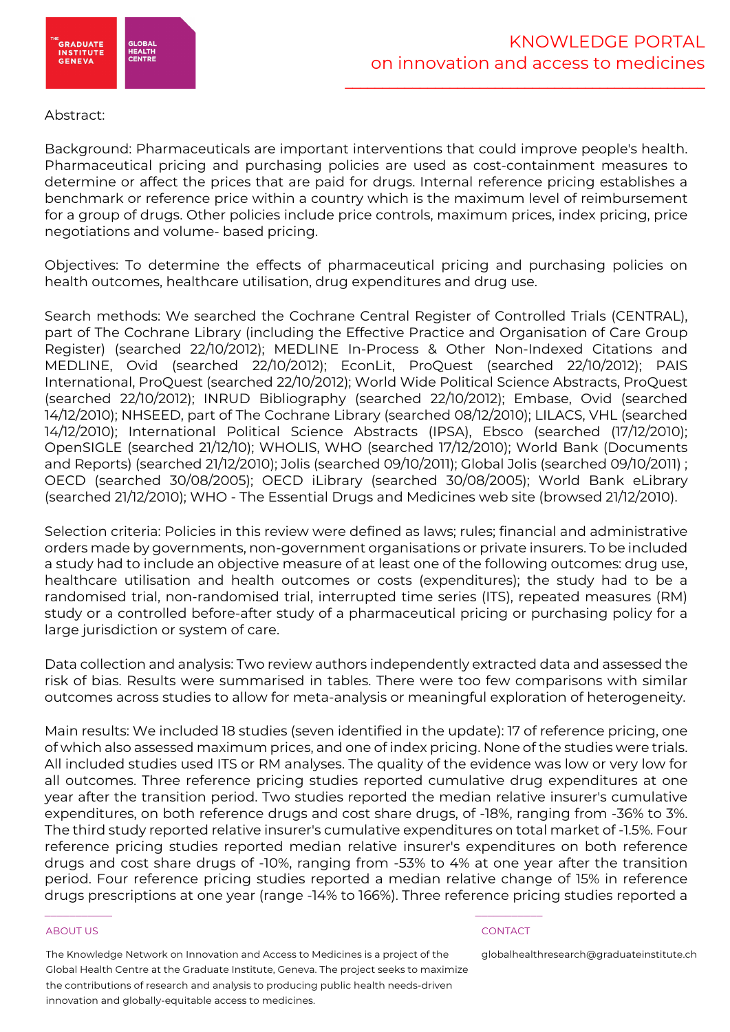Abstract:

Background: Pharmaceuticals are important interventions that could improve people's health. Pharmaceutical pricing and purchasing policies are used as cost-containment measures to determine or affect the prices that are paid for drugs. Internal reference pricing establishes a benchmark or reference price within a country which is the maximum level of reimbursement for a group of drugs. Other policies include price controls, maximum prices, index pricing, price negotiations and volume- based pricing.

Objectives: To determine the effects of pharmaceutical pricing and purchasing policies on health outcomes, healthcare utilisation, drug expenditures and drug use.

Search methods: We searched the Cochrane Central Register of Controlled Trials (CENTRAL), part of The Cochrane Library (including the Effective Practice and Organisation of Care Group Register) (searched 22/10/2012); MEDLINE In-Process & Other Non-Indexed Citations and MEDLINE, Ovid (searched 22/10/2012); EconLit, ProQuest (searched 22/10/2012); PAIS International, ProQuest (searched 22/10/2012); World Wide Political Science Abstracts, ProQuest (searched 22/10/2012); INRUD Bibliography (searched 22/10/2012); Embase, Ovid (searched 14/12/2010); NHSEED, part of The Cochrane Library (searched 08/12/2010); LILACS, VHL (searched 14/12/2010); International Political Science Abstracts (IPSA), Ebsco (searched (17/12/2010); OpenSIGLE (searched 21/12/10); WHOLIS, WHO (searched 17/12/2010); World Bank (Documents and Reports) (searched 21/12/2010); Jolis (searched 09/10/2011); Global Jolis (searched 09/10/2011) ; OECD (searched 30/08/2005); OECD iLibrary (searched 30/08/2005); World Bank eLibrary (searched 21/12/2010); WHO - The Essential Drugs and Medicines web site (browsed 21/12/2010).

Selection criteria: Policies in this review were defined as laws; rules; financial and administrative orders made by governments, non-government organisations or private insurers. To be included a study had to include an objective measure of at least one of the following outcomes: drug use, healthcare utilisation and health outcomes or costs (expenditures); the study had to be a randomised trial, non-randomised trial, interrupted time series (ITS), repeated measures (RM) study or a controlled before-after study of a pharmaceutical pricing or purchasing policy for a large jurisdiction or system of care.

Data collection and analysis: Two review authors independently extracted data and assessed the risk of bias. Results were summarised in tables. There were too few comparisons with similar outcomes across studies to allow for meta-analysis or meaningful exploration of heterogeneity.

Main results: We included 18 studies (seven identified in the update): 17 of reference pricing, one of which also assessed maximum prices, and one of index pricing. None of the studies were trials. All included studies used ITS or RM analyses. The quality of the evidence was low or very low for all outcomes. Three reference pricing studies reported cumulative drug expenditures at one year after the transition period. Two studies reported the median relative insurer's cumulative expenditures, on both reference drugs and cost share drugs, of -18%, ranging from -36% to 3%. The third study reported relative insurer's cumulative expenditures on total market of -1.5%. Four reference pricing studies reported median relative insurer's expenditures on both reference drugs and cost share drugs of -10%, ranging from -53% to 4% at one year after the transition period. Four reference pricing studies reported a median relative change of 15% in reference drugs prescriptions at one year (range -14% to 166%). Three reference pricing studies reported a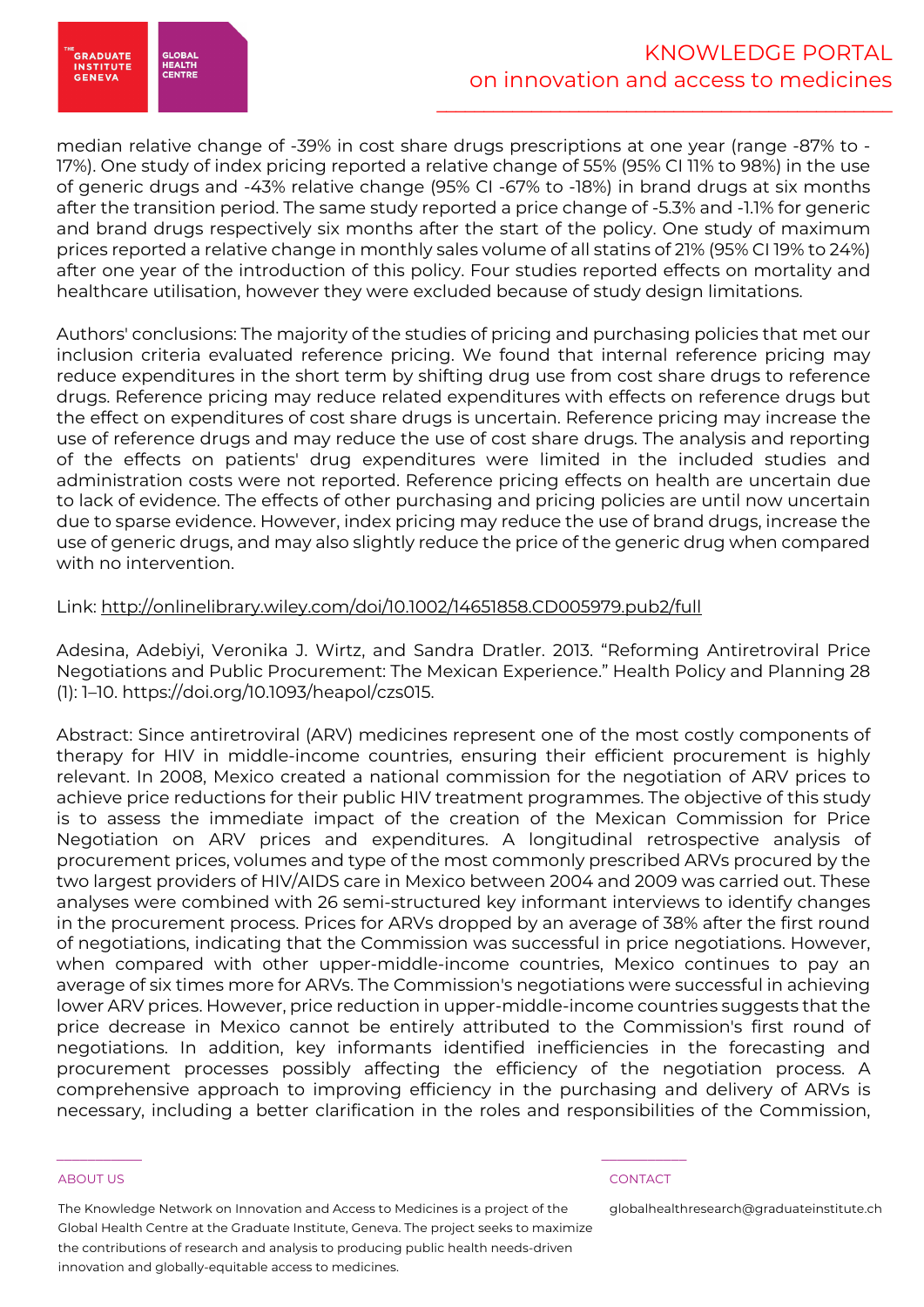median relative change of -39% in cost share drugs prescriptions at one year (range -87% to -17%). One study of index pricing reported a relative change of 55% (95% CI 11% to 98%) in the use of generic drugs and -43% relative change (95% CI -67% to -18%) in brand drugs at six months after the transition period. The same study reported a price change of -5.3% and -1.1% for generic and brand drugs respectively six months after the start of the policy. One study of maximum prices reported a relative change in monthly sales volume of all statins of 21% (95% CI 19% to 24%) after one year of the introduction of this policy. Four studies reported effects on mortality and healthcare utilisation, however they were excluded because of study design limitations.

Authors' conclusions: The majority of the studies of pricing and purchasing policies that met our inclusion criteria evaluated reference pricing. We found that internal reference pricing may reduce expenditures in the short term by shifting drug use from cost share drugs to reference drugs. Reference pricing may reduce related expenditures with effects on reference drugs but the effect on expenditures of cost share drugs is uncertain. Reference pricing may increase the use of reference drugs and may reduce the use of cost share drugs. The analysis and reporting of the effects on patients' drug expenditures were limited in the included studies and administration costs were not reported. Reference pricing effects on health are uncertain due to lack of evidence. The effects of other purchasing and pricing policies are until now uncertain due to sparse evidence. However, index pricing may reduce the use of brand drugs, increase the use of generic drugs, and may also slightly reduce the price of the generic drug when compared with no intervention.

Link: http://onlinelibrary.wiley.com/doi/10.1002/14651858.CD005979.pub2/full

Adesina, Adebiyi, Veronika J. Wirtz, and Sandra Dratler. 2013. "Reforming Antiretroviral Price Negotiations and Public Procurement: The Mexican Experience." Health Policy and Planning 28 (1): 1–10. https://doi.org/10.1093/heapol/czs015.

Abstract: Since antiretroviral (ARV) medicines represent one of the most costly components of therapy for HIV in middle-income countries, ensuring their efficient procurement is highly relevant. In 2008, Mexico created a national commission for the negotiation of ARV prices to achieve price reductions for their public HIV treatment programmes. The objective of this study is to assess the immediate impact of the creation of the Mexican Commission for Price Negotiation on ARV prices and expenditures. A longitudinal retrospective analysis of procurement prices, volumes and type of the most commonly prescribed ARVs procured by the two largest providers of HIV/AIDS care in Mexico between 2004 and 2009 was carried out. These analyses were combined with 26 semi-structured key informant interviews to identify changes in the procurement process. Prices for ARVs dropped by an average of 38% after the first round of negotiations, indicating that the Commission was successful in price negotiations. However, when compared with other upper-middle-income countries, Mexico continues to pay an average of six times more for ARVs. The Commission's negotiations were successful in achieving lower ARV prices. However, price reduction in upper-middle-income countries suggests that the price decrease in Mexico cannot be entirely attributed to the Commission's first round of negotiations. In addition, key informants identified inefficiencies in the forecasting and procurement processes possibly affecting the efficiency of the negotiation process. A comprehensive approach to improving efficiency in the purchasing and delivery of ARVs is necessary, including a better clarification in the roles and responsibilities of the Commission,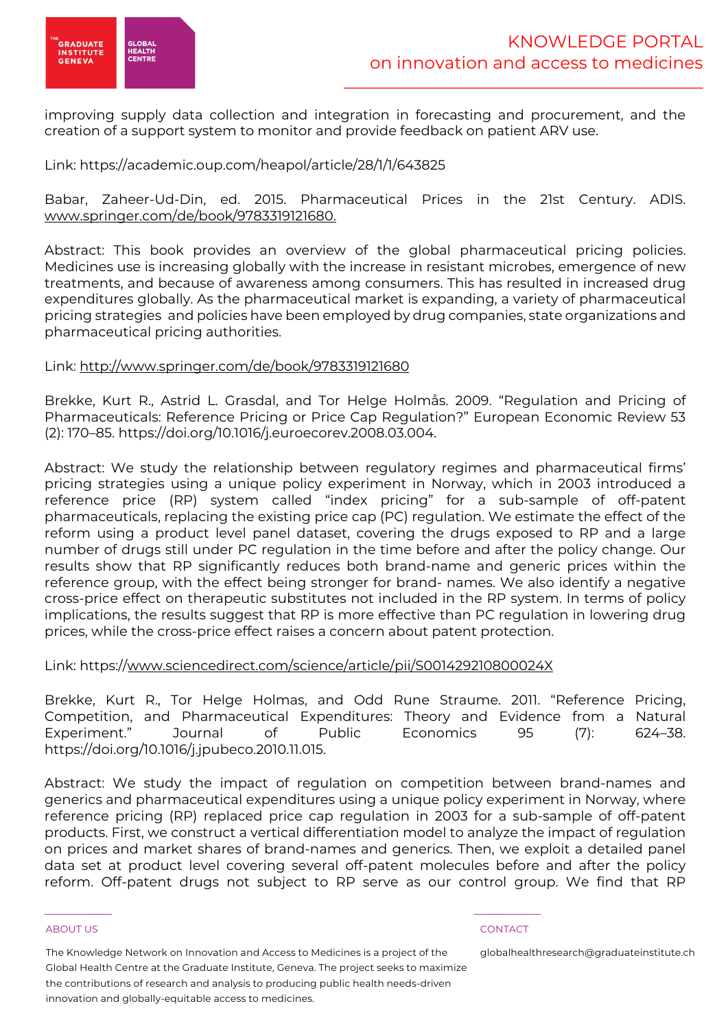improving supply data collection and integration in forecasting and procurement, and the creation of a support system to monitor and provide feedback on patient ARV use.

Link: https://academic.oup.com/heapol/article/28/1/1/643825

Babar, Zaheer-Ud-Din, ed. 2015. Pharmaceutical Prices in the 21st Century. ADIS. www.springer.com/de/book/9783319121680.

Abstract: This book provides an overview of the global pharmaceutical pricing policies. Medicines use is increasing globally with the increase in resistant microbes, emergence of new treatments, and because of awareness among consumers. This has resulted in increased drug expenditures globally. As the pharmaceutical market is expanding, a variety of pharmaceutical pricing strategies and policies have been employed by drug companies, state organizations and pharmaceutical pricing authorities.

Link: http://www.springer.com/de/book/9783319121680

Brekke, Kurt R., Astrid L. Grasdal, and Tor Helge Holmås. 2009. "Regulation and Pricing of Pharmaceuticals: Reference Pricing or Price Cap Regulation?" European Economic Review 53 (2): 170–85. https://doi.org/10.1016/j.euroecorev.2008.03.004.

Abstract: We study the relationship between regulatory regimes and pharmaceutical firms' pricing strategies using a unique policy experiment in Norway, which in 2003 introduced a reference price (RP) system called "index pricing" for a sub-sample of off-patent pharmaceuticals, replacing the existing price cap (PC) regulation. We estimate the effect of the reform using a product level panel dataset, covering the drugs exposed to RP and a large number of drugs still under PC regulation in the time before and after the policy change. Our results show that RP significantly reduces both brand-name and generic prices within the reference group, with the effect being stronger for brand- names. We also identify a negative cross-price effect on therapeutic substitutes not included in the RP system. In terms of policy implications, the results suggest that RP is more effective than PC regulation in lowering drug prices, while the cross-price effect raises a concern about patent protection.

Link: https://www.sciencedirect.com/science/article/pii/S001429210800024X

Brekke, Kurt R., Tor Helge Holmas, and Odd Rune Straume. 2011. "Reference Pricing, Competition, and Pharmaceutical Expenditures: Theory and Evidence from a Natural Experiment." Journal of Public Economics 95 (7): 624–38. https://doi.org/10.1016/j.jpubeco.2010.11.015.

Abstract: We study the impact of regulation on competition between brand-names and generics and pharmaceutical expenditures using a unique policy experiment in Norway, where reference pricing (RP) replaced price cap regulation in 2003 for a sub-sample of off-patent products. First, we construct a vertical differentiation model to analyze the impact of regulation on prices and market shares of brand-names and generics. Then, we exploit a detailed panel data set at product level covering several off-patent molecules before and after the policy reform. Off-patent drugs not subject to RP serve as our control group. We find that RP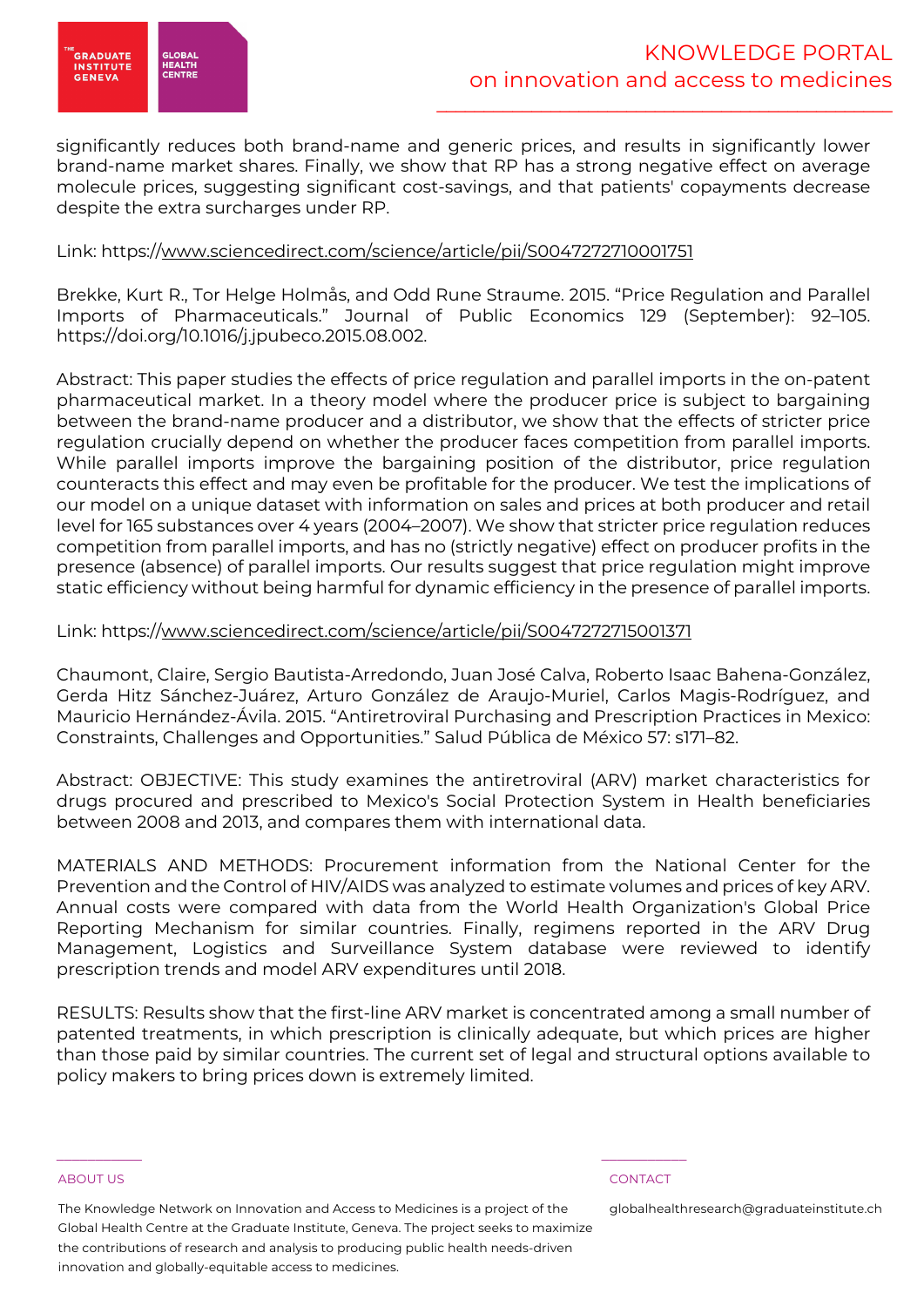significantly reduces both brand-name and generic prices, and results in significantly lower brand-name market shares. Finally, we show that RP has a strong negative effect on average molecule prices, suggesting significant cost-savings, and that patients' copayments decrease despite the extra surcharges under RP.

Link: https://www.sciencedirect.com/science/article/pii/S0047272710001751

Brekke, Kurt R., Tor Helge Holmås, and Odd Rune Straume. 2015. "Price Regulation and Parallel Imports of Pharmaceuticals." Journal of Public Economics 129 (September): 92–105. https://doi.org/10.1016/j.jpubeco.2015.08.002.

Abstract: This paper studies the effects of price regulation and parallel imports in the on-patent pharmaceutical market. In a theory model where the producer price is subject to bargaining between the brand-name producer and a distributor, we show that the effects of stricter price regulation crucially depend on whether the producer faces competition from parallel imports. While parallel imports improve the bargaining position of the distributor, price regulation counteracts this effect and may even be profitable for the producer. We test the implications of our model on a unique dataset with information on sales and prices at both producer and retail level for 165 substances over 4 years (2004–2007). We show that stricter price regulation reduces competition from parallel imports, and has no (strictly negative) effect on producer profits in the presence (absence) of parallel imports. Our results suggest that price regulation might improve static efficiency without being harmful for dynamic efficiency in the presence of parallel imports.

Link: https://www.sciencedirect.com/science/article/pii/S0047272715001371

Chaumont, Claire, Sergio Bautista-Arredondo, Juan José Calva, Roberto Isaac Bahena-González, Gerda Hitz Sánchez-Juárez, Arturo González de Araujo-Muriel, Carlos Magis-Rodríguez, and Mauricio Hernández-Ávila. 2015. "Antiretroviral Purchasing and Prescription Practices in Mexico: Constraints, Challenges and Opportunities." Salud Pública de México 57: s171–82.

Abstract: OBJECTIVE: This study examines the antiretroviral (ARV) market characteristics for drugs procured and prescribed to Mexico's Social Protection System in Health beneficiaries between 2008 and 2013, and compares them with international data.

MATERIALS AND METHODS: Procurement information from the National Center for the Prevention and the Control of HIV/AIDS was analyzed to estimate volumes and prices of key ARV. Annual costs were compared with data from the World Health Organization's Global Price Reporting Mechanism for similar countries. Finally, regimens reported in the ARV Drug Management, Logistics and Surveillance System database were reviewed to identify prescription trends and model ARV expenditures until 2018.

RESULTS: Results show that the first-line ARV market is concentrated among a small number of patented treatments, in which prescription is clinically adequate, but which prices are higher than those paid by similar countries. The current set of legal and structural options available to policy makers to bring prices down is extremely limited.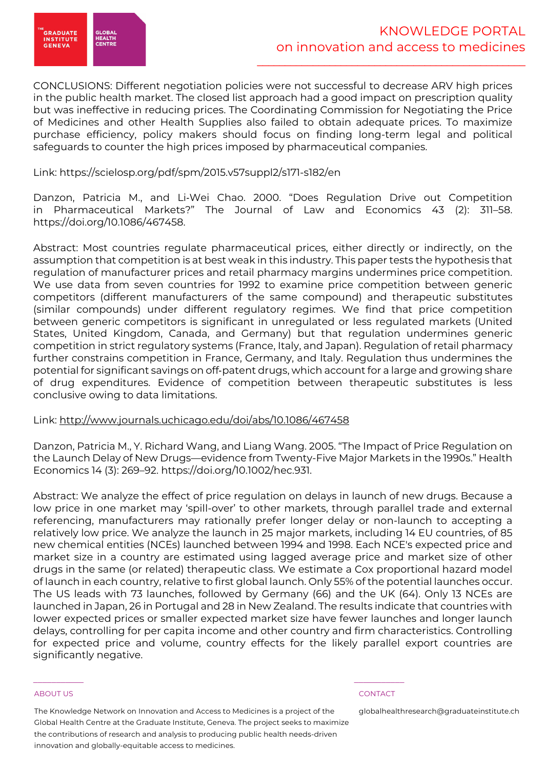CONCLUSIONS: Different negotiation policies were not successful to decrease ARV high prices in the public health market. The closed list approach had a good impact on prescription quality but was ineffective in reducing prices. The Coordinating Commission for Negotiating the Price of Medicines and other Health Supplies also failed to obtain adequate prices. To maximize purchase efficiency, policy makers should focus on finding long-term legal and political safeguards to counter the high prices imposed by pharmaceutical companies.

Link: https://scielosp.org/pdf/spm/2015.v57suppl2/s171-s182/en

Danzon, Patricia M., and Li-Wei Chao. 2000. "Does Regulation Drive out Competition in Pharmaceutical Markets?" The Journal of Law and Economics 43 (2): 311–58. https://doi.org/10.1086/467458.

Abstract: Most countries regulate pharmaceutical prices, either directly or indirectly, on the assumption that competition is at best weak in this industry. This paper tests the hypothesis that regulation of manufacturer prices and retail pharmacy margins undermines price competition. We use data from seven countries for 1992 to examine price competition between generic competitors (different manufacturers of the same compound) and therapeutic substitutes (similar compounds) under different regulatory regimes. We find that price competition between generic competitors is significant in unregulated or less regulated markets (United States, United Kingdom, Canada, and Germany) but that regulation undermines generic competition in strict regulatory systems (France, Italy, and Japan). Regulation of retail pharmacy further constrains competition in France, Germany, and Italy. Regulation thus undermines the potential for significant savings on off-patent drugs, which account for a large and growing share of drug expenditures. Evidence of competition between therapeutic substitutes is less conclusive owing to data limitations.

Link: http://www.journals.uchicago.edu/doi/abs/10.1086/467458

Danzon, Patricia M., Y. Richard Wang, and Liang Wang. 2005. "The Impact of Price Regulation on the Launch Delay of New Drugs—evidence from Twenty-Five Major Markets in the 1990s." Health Economics 14 (3): 269–92. https://doi.org/10.1002/hec.931.

Abstract: We analyze the effect of price regulation on delays in launch of new drugs. Because a low price in one market may 'spill-over' to other markets, through parallel trade and external referencing, manufacturers may rationally prefer longer delay or non-launch to accepting a relatively low price. We analyze the launch in 25 major markets, including 14 EU countries, of 85 new chemical entities (NCEs) launched between 1994 and 1998. Each NCE's expected price and market size in a country are estimated using lagged average price and market size of other drugs in the same (or related) therapeutic class. We estimate a Cox proportional hazard model of launch in each country, relative to first global launch. Only 55% of the potential launches occur. The US leads with 73 launches, followed by Germany (66) and the UK (64). Only 13 NCEs are launched in Japan, 26 in Portugal and 28 in New Zealand. The results indicate that countries with lower expected prices or smaller expected market size have fewer launches and longer launch delays, controlling for per capita income and other country and firm characteristics. Controlling for expected price and volume, country effects for the likely parallel export countries are significantly negative.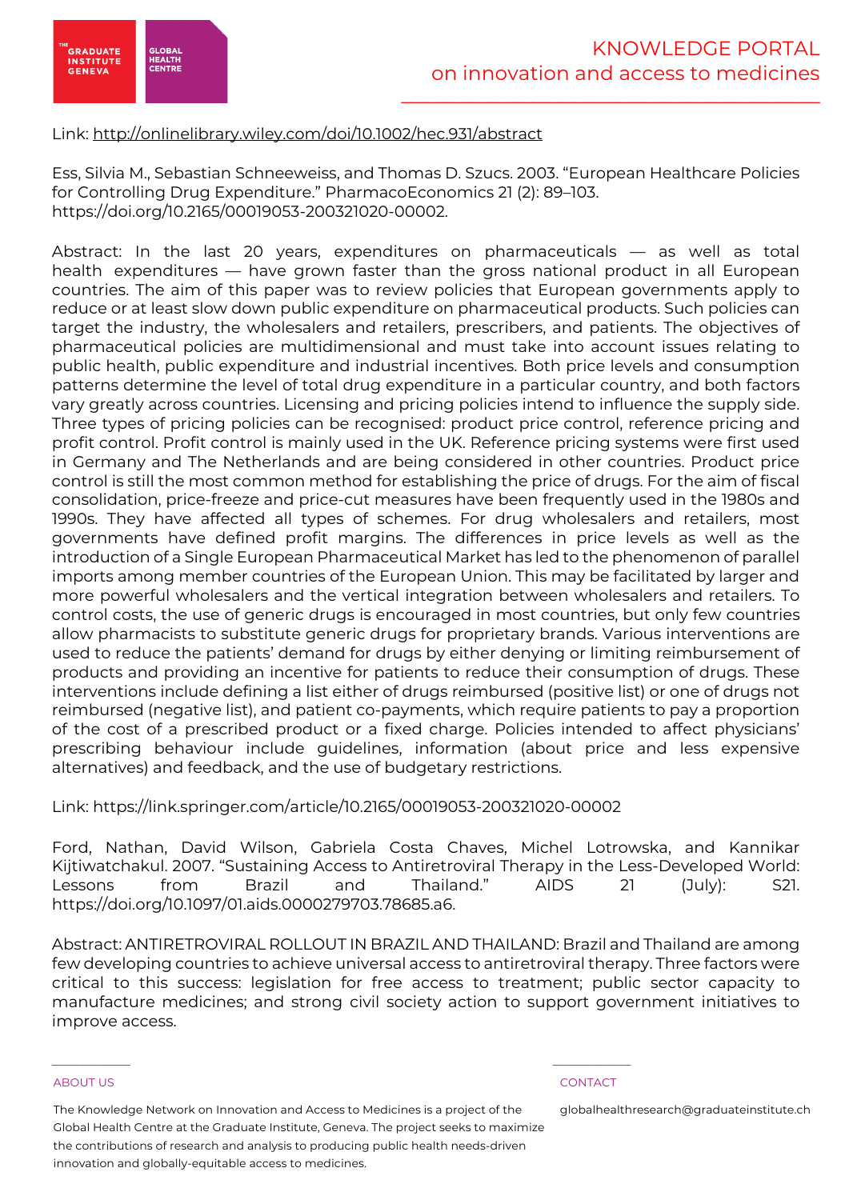Link: http://onlinelibrary.wiley.com/doi/10.1002/hec.931/abstract

Ess, Silvia M., Sebastian Schneeweiss, and Thomas D. Szucs. 2003. "European Healthcare Policies for Controlling Drug Expenditure." PharmacoEconomics 21 (2): 89–103. https://doi.org/10.2165/00019053-200321020-00002.

Abstract: In the last 20 years, expenditures on pharmaceuticals — as well as total health expenditures — have grown faster than the gross national product in all European countries. The aim of this paper was to review policies that European governments apply to reduce or at least slow down public expenditure on pharmaceutical products. Such policies can target the industry, the wholesalers and retailers, prescribers, and patients. The objectives of pharmaceutical policies are multidimensional and must take into account issues relating to public health, public expenditure and industrial incentives. Both price levels and consumption patterns determine the level of total drug expenditure in a particular country, and both factors vary greatly across countries. Licensing and pricing policies intend to influence the supply side. Three types of pricing policies can be recognised: product price control, reference pricing and profit control. Profit control is mainly used in the UK. Reference pricing systems were first used in Germany and The Netherlands and are being considered in other countries. Product price control is still the most common method for establishing the price of drugs. For the aim of fiscal consolidation, price-freeze and price-cut measures have been frequently used in the 1980s and 1990s. They have affected all types of schemes. For drug wholesalers and retailers, most governments have defined profit margins. The differences in price levels as well as the introduction of a Single European Pharmaceutical Market has led to the phenomenon of parallel imports among member countries of the European Union. This may be facilitated by larger and more powerful wholesalers and the vertical integration between wholesalers and retailers. To control costs, the use of generic drugs is encouraged in most countries, but only few countries allow pharmacists to substitute generic drugs for proprietary brands. Various interventions are used to reduce the patients' demand for drugs by either denying or limiting reimbursement of products and providing an incentive for patients to reduce their consumption of drugs. These interventions include defining a list either of drugs reimbursed (positive list) or one of drugs not reimbursed (negative list), and patient co-payments, which require patients to pay a proportion of the cost of a prescribed product or a fixed charge. Policies intended to affect physicians' prescribing behaviour include guidelines, information (about price and less expensive alternatives) and feedback, and the use of budgetary restrictions.

Link: https://link.springer.com/article/10.2165/00019053-200321020-00002

Ford, Nathan, David Wilson, Gabriela Costa Chaves, Michel Lotrowska, and Kannikar Kijtiwatchakul. 2007. "Sustaining Access to Antiretroviral Therapy in the Less-Developed World: Lessons from Brazil and Thailand." AIDS 21 (July): S21. https://doi.org/10.1097/01.aids.0000279703.78685.a6.

Abstract: ANTIRETROVIRAL ROLLOUT IN BRAZIL AND THAILAND: Brazil and Thailand are among few developing countries to achieve universal access to antiretroviral therapy. Three factors were critical to this success: legislation for free access to treatment; public sector capacity to manufacture medicines; and strong civil society action to support government initiatives to improve access.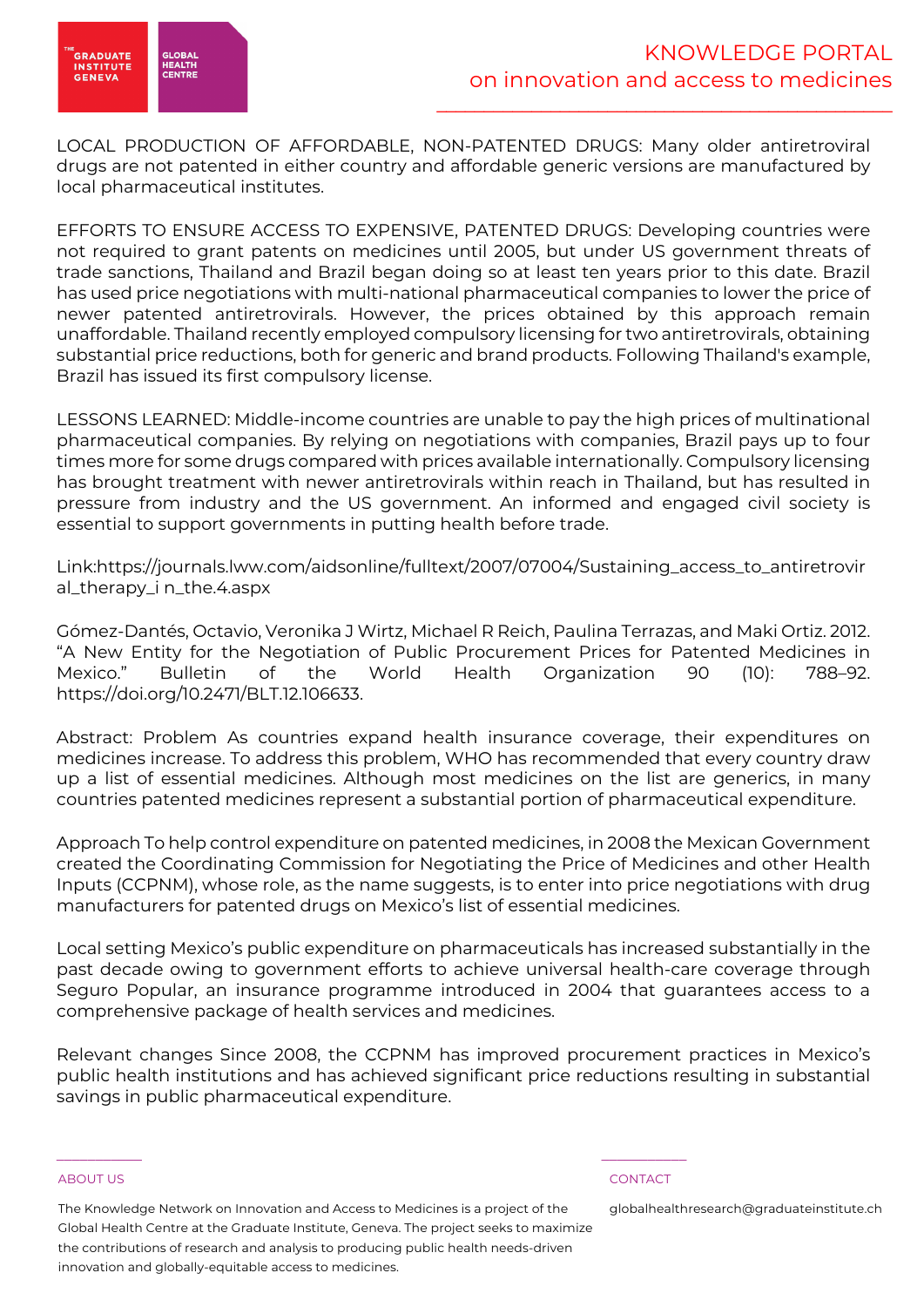LOCAL PRODUCTION OF AFFORDABLE, NON-PATENTED DRUGS: Many older antiretroviral drugs are not patented in either country and affordable generic versions are manufactured by local pharmaceutical institutes.

EFFORTS TO ENSURE ACCESS TO EXPENSIVE, PATENTED DRUGS: Developing countries were not required to grant patents on medicines until 2005, but under US government threats of trade sanctions, Thailand and Brazil began doing so at least ten years prior to this date. Brazil has used price negotiations with multi-national pharmaceutical companies to lower the price of newer patented antiretrovirals. However, the prices obtained by this approach remain unaffordable. Thailand recently employed compulsory licensing for two antiretrovirals, obtaining substantial price reductions, both for generic and brand products. Following Thailand's example, Brazil has issued its first compulsory license.

LESSONS LEARNED: Middle-income countries are unable to pay the high prices of multinational pharmaceutical companies. By relying on negotiations with companies, Brazil pays up to four times more for some drugs compared with prices available internationally. Compulsory licensing has brought treatment with newer antiretrovirals within reach in Thailand, but has resulted in pressure from industry and the US government. An informed and engaged civil society is essential to support governments in putting health before trade.

Link:https://journals.lww.com/aidsonline/fulltext/2007/07004/Sustaining_access_to_antiretroviral_therapy_i n_the.4.aspx

Gómez-Dantés, Octavio, Veronika J Wirtz, Michael R Reich, Paulina Terrazas, and Maki Ortiz. 2012. "A New Entity for the Negotiation of Public Procurement Prices for Patented Medicines in Mexico." Bulletin of the World Health Organization 90 (10): 788–92. https://doi.org/10.2471/BLT.12.106633.

Abstract: Problem As countries expand health insurance coverage, their expenditures on medicines increase. To address this problem, WHO has recommended that every country draw up a list of essential medicines. Although most medicines on the list are generics, in many countries patented medicines represent a substantial portion of pharmaceutical expenditure.

Approach To help control expenditure on patented medicines, in 2008 the Mexican Government created the Coordinating Commission for Negotiating the Price of Medicines and other Health Inputs (CCPNM), whose role, as the name suggests, is to enter into price negotiations with drug manufacturers for patented drugs on Mexico's list of essential medicines.

Local setting Mexico's public expenditure on pharmaceuticals has increased substantially in the past decade owing to government efforts to achieve universal health-care coverage through Seguro Popular, an insurance programme introduced in 2004 that guarantees access to a comprehensive package of health services and medicines.

Relevant changes Since 2008, the CCPNM has improved procurement practices in Mexico's public health institutions and has achieved significant price reductions resulting in substantial savings in public pharmaceutical expenditure.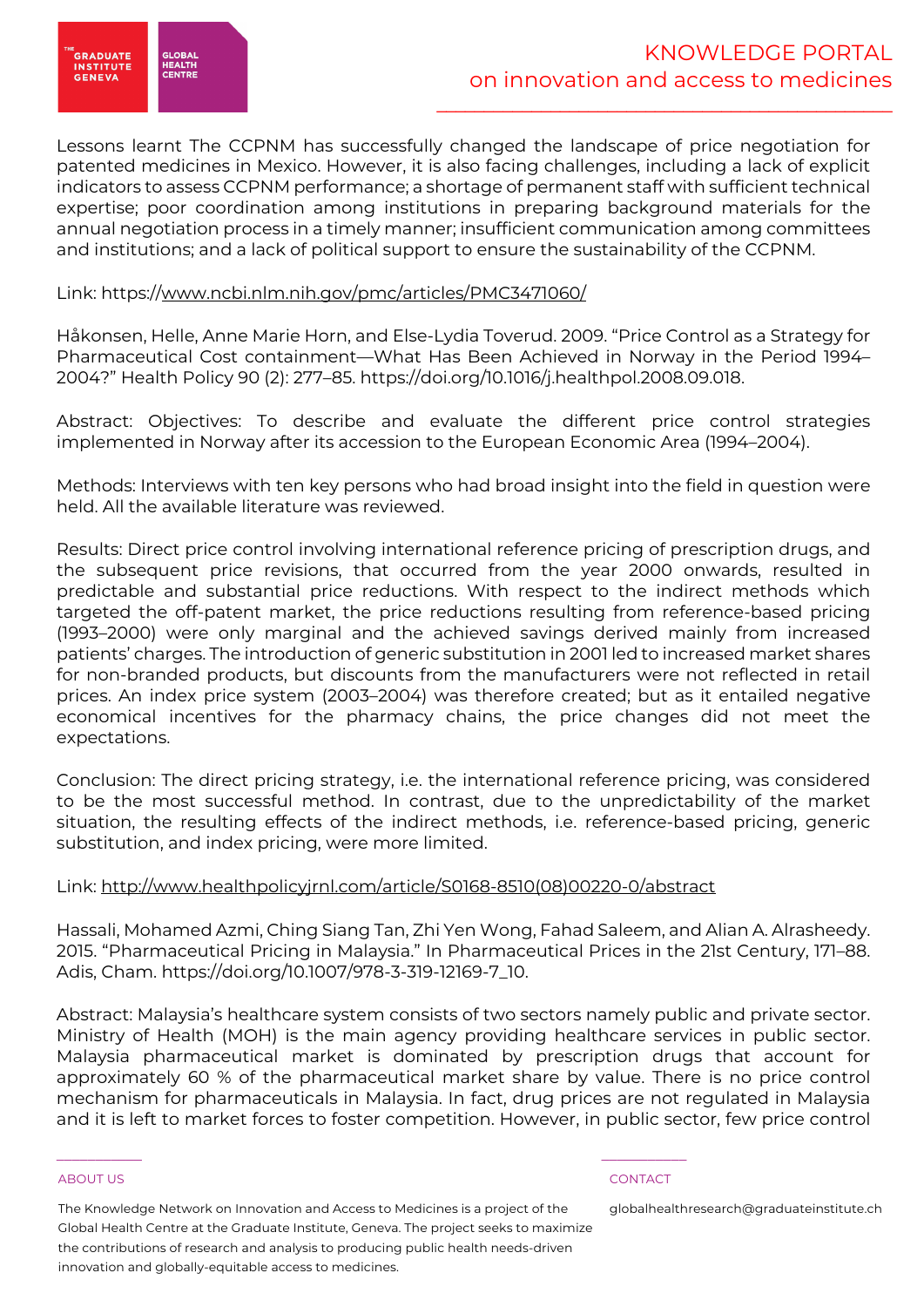Lessons learnt The CCPNM has successfully changed the landscape of price negotiation for patented medicines in Mexico. However, it is also facing challenges, including a lack of explicit indicators to assess CCPNM performance; a shortage of permanent staff with sufficient technical expertise; poor coordination among institutions in preparing background materials for the annual negotiation process in a timely manner; insufficient communication among committees and institutions; and a lack of political support to ensure the sustainability of the CCPNM.

Link: https://www.ncbi.nlm.nih.gov/pmc/articles/PMC3471060/

Håkonsen, Helle, Anne Marie Horn, and Else-Lydia Toverud. 2009. "Price Control as a Strategy for Pharmaceutical Cost containment—What Has Been Achieved in Norway in the Period 1994–2004?" Health Policy 90 (2): 277–85. https://doi.org/10.1016/j.healthpol.2008.09.018.

Abstract: Objectives: To describe and evaluate the different price control strategies implemented in Norway after its accession to the European Economic Area (1994–2004).

Methods: Interviews with ten key persons who had broad insight into the field in question were held. All the available literature was reviewed.

Results: Direct price control involving international reference pricing of prescription drugs, and the subsequent price revisions, that occurred from the year 2000 onwards, resulted in predictable and substantial price reductions. With respect to the indirect methods which targeted the off-patent market, the price reductions resulting from reference-based pricing (1993–2000) were only marginal and the achieved savings derived mainly from increased patients' charges. The introduction of generic substitution in 2001 led to increased market shares for non-branded products, but discounts from the manufacturers were not reflected in retail prices. An index price system (2003–2004) was therefore created; but as it entailed negative economical incentives for the pharmacy chains, the price changes did not meet the expectations.

Conclusion: The direct pricing strategy, i.e. the international reference pricing, was considered to be the most successful method. In contrast, due to the unpredictability of the market situation, the resulting effects of the indirect methods, i.e. reference-based pricing, generic substitution, and index pricing, were more limited.

Link: http://www.healthpolicyjrnl.com/article/S0168-8510(08)00220-0/abstract

Hassali, Mohamed Azmi, Ching Siang Tan, Zhi Yen Wong, Fahad Saleem, and Alian A. Alrasheedy. 2015. "Pharmaceutical Pricing in Malaysia." In Pharmaceutical Prices in the 21st Century, 171–88. Adis, Cham. https://doi.org/10.1007/978-3-319-12169-7_10.

Abstract: Malaysia's healthcare system consists of two sectors namely public and private sector. Ministry of Health (MOH) is the main agency providing healthcare services in public sector. Malaysia pharmaceutical market is dominated by prescription drugs that account for approximately 60 % of the pharmaceutical market share by value. There is no price control mechanism for pharmaceuticals in Malaysia. In fact, drug prices are not regulated in Malaysia and it is left to market forces to foster competition. However, in public sector, few price control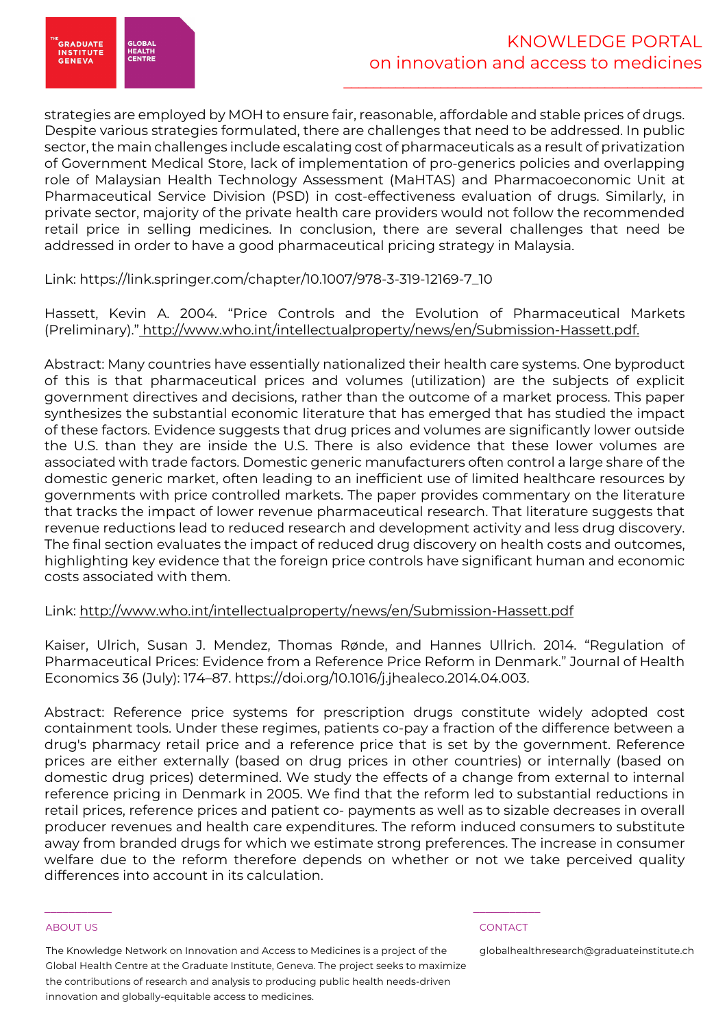strategies are employed by MOH to ensure fair, reasonable, affordable and stable prices of drugs. Despite various strategies formulated, there are challenges that need to be addressed. In public sector, the main challenges include escalating cost of pharmaceuticals as a result of privatization of Government Medical Store, lack of implementation of pro-generics policies and overlapping role of Malaysian Health Technology Assessment (MaHTAS) and Pharmacoeconomic Unit at Pharmaceutical Service Division (PSD) in cost-effectiveness evaluation of drugs. Similarly, in private sector, majority of the private health care providers would not follow the recommended retail price in selling medicines. In conclusion, there are several challenges that need be addressed in order to have a good pharmaceutical pricing strategy in Malaysia.

Link: https://link.springer.com/chapter/10.1007/978-3-319-12169-7_10

Hassett, Kevin A. 2004. "Price Controls and the Evolution of Pharmaceutical Markets (Preliminary)." http://www.who.int/intellectualproperty/news/en/Submission-Hassett.pdf.

Abstract: Many countries have essentially nationalized their health care systems. One byproduct of this is that pharmaceutical prices and volumes (utilization) are the subjects of explicit government directives and decisions, rather than the outcome of a market process. This paper synthesizes the substantial economic literature that has emerged that has studied the impact of these factors. Evidence suggests that drug prices and volumes are significantly lower outside the U.S. than they are inside the U.S. There is also evidence that these lower volumes are associated with trade factors. Domestic generic manufacturers often control a large share of the domestic generic market, often leading to an inefficient use of limited healthcare resources by governments with price controlled markets. The paper provides commentary on the literature that tracks the impact of lower revenue pharmaceutical research. That literature suggests that revenue reductions lead to reduced research and development activity and less drug discovery. The final section evaluates the impact of reduced drug discovery on health costs and outcomes, highlighting key evidence that the foreign price controls have significant human and economic costs associated with them.

Link: http://www.who.int/intellectualproperty/news/en/Submission-Hassett.pdf

Kaiser, Ulrich, Susan J. Mendez, Thomas Rønde, and Hannes Ullrich. 2014. "Regulation of Pharmaceutical Prices: Evidence from a Reference Price Reform in Denmark." Journal of Health Economics 36 (July): 174–87. https://doi.org/10.1016/j.jhealeco.2014.04.003.

Abstract: Reference price systems for prescription drugs constitute widely adopted cost containment tools. Under these regimes, patients co-pay a fraction of the difference between a drug's pharmacy retail price and a reference price that is set by the government. Reference prices are either externally (based on drug prices in other countries) or internally (based on domestic drug prices) determined. We study the effects of a change from external to internal reference pricing in Denmark in 2005. We find that the reform led to substantial reductions in retail prices, reference prices and patient co- payments as well as to sizable decreases in overall producer revenues and health care expenditures. The reform induced consumers to substitute away from branded drugs for which we estimate strong preferences. The increase in consumer welfare due to the reform therefore depends on whether or not we take perceived quality differences into account in its calculation.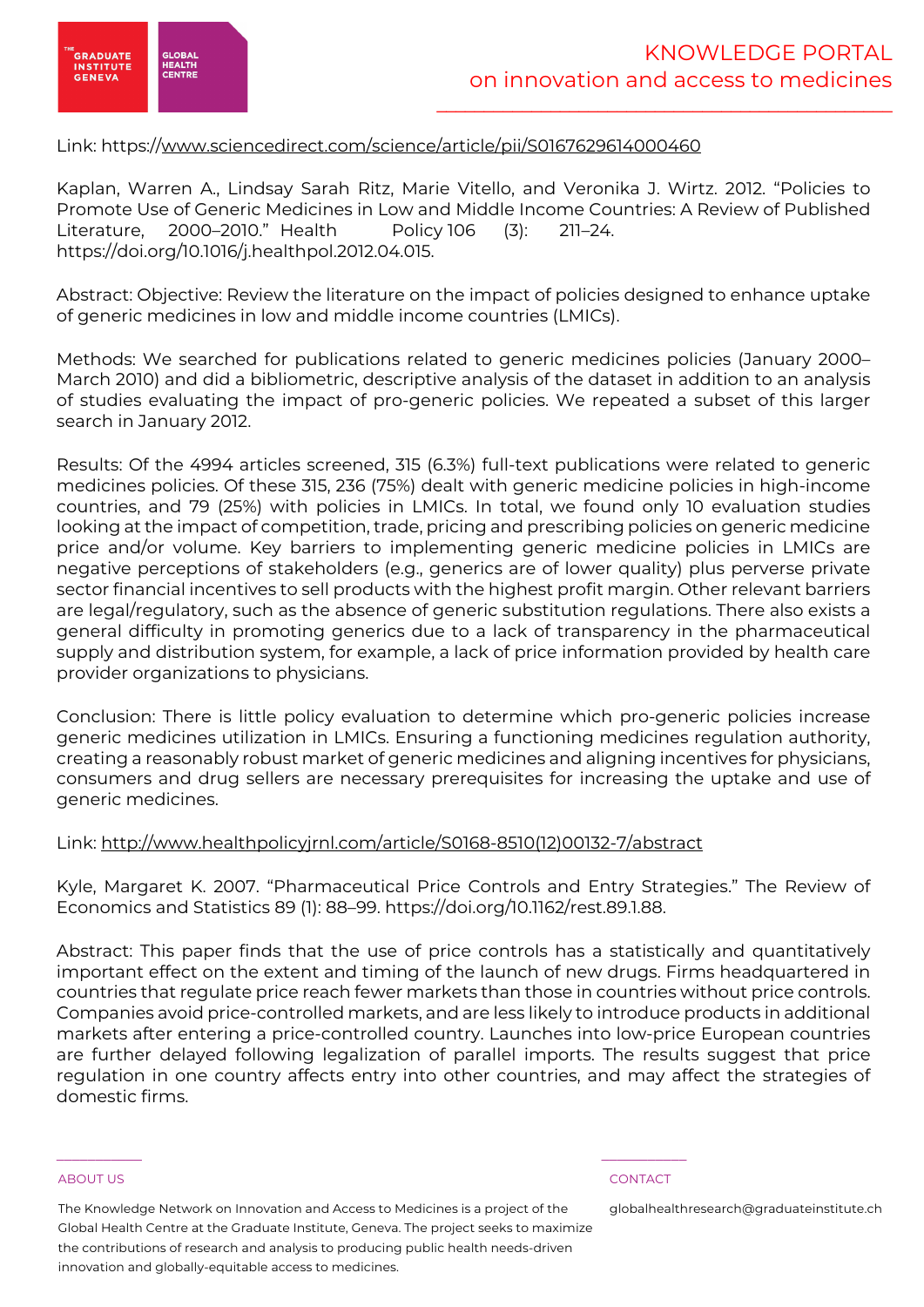Link: https://www.sciencedirect.com/science/article/pii/S0167629614000460

Kaplan, Warren A., Lindsay Sarah Ritz, Marie Vitello, and Veronika J. Wirtz. 2012. “Policies to Promote Use of Generic Medicines in Low and Middle Income Countries: A Review of Published Literature, 2000–2010.” Health Policy 106 (3): 211–24. https://doi.org/10.1016/j.healthpol.2012.04.015.

Abstract: Objective: Review the literature on the impact of policies designed to enhance uptake of generic medicines in low and middle income countries (LMICs).

Methods: We searched for publications related to generic medicines policies (January 2000–March 2010) and did a bibliometric, descriptive analysis of the dataset in addition to an analysis of studies evaluating the impact of pro-generic policies. We repeated a subset of this larger search in January 2012.

Results: Of the 4994 articles screened, 315 (6.3%) full-text publications were related to generic medicines policies. Of these 315, 236 (75%) dealt with generic medicine policies in high-income countries, and 79 (25%) with policies in LMICs. In total, we found only 10 evaluation studies looking at the impact of competition, trade, pricing and prescribing policies on generic medicine price and/or volume. Key barriers to implementing generic medicine policies in LMICs are negative perceptions of stakeholders (e.g., generics are of lower quality) plus perverse private sector financial incentives to sell products with the highest profit margin. Other relevant barriers are legal/regulatory, such as the absence of generic substitution regulations. There also exists a general difficulty in promoting generics due to a lack of transparency in the pharmaceutical supply and distribution system, for example, a lack of price information provided by health care provider organizations to physicians.

Conclusion: There is little policy evaluation to determine which pro-generic policies increase generic medicines utilization in LMICs. Ensuring a functioning medicines regulation authority, creating a reasonably robust market of generic medicines and aligning incentives for physicians, consumers and drug sellers are necessary prerequisites for increasing the uptake and use of generic medicines.

Link: http://www.healthpolicyjrnl.com/article/S0168-8510(12)00132-7/abstract

Kyle, Margaret K. 2007. “Pharmaceutical Price Controls and Entry Strategies.” The Review of Economics and Statistics 89 (1): 88–99. https://doi.org/10.1162/rest.89.1.88.

Abstract: This paper finds that the use of price controls has a statistically and quantitatively important effect on the extent and timing of the launch of new drugs. Firms headquartered in countries that regulate price reach fewer markets than those in countries without price controls. Companies avoid price-controlled markets, and are less likely to introduce products in additional markets after entering a price-controlled country. Launches into low-price European countries are further delayed following legalization of parallel imports. The results suggest that price regulation in one country affects entry into other countries, and may affect the strategies of domestic firms.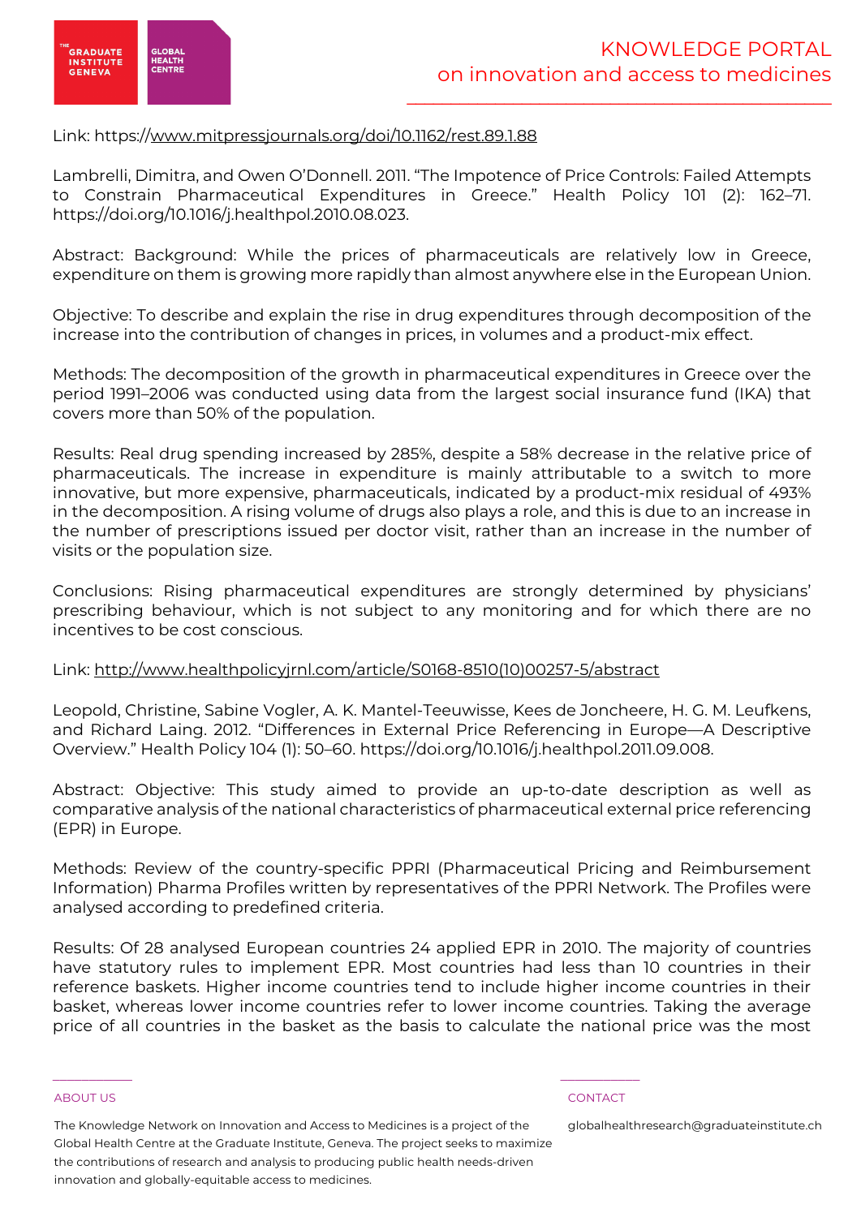Link: https://www.mitpressjournals.org/doi/10.1162/rest.89.1.88

Lambrelli, Dimitra, and Owen O'Donnell. 2011. "The Impotence of Price Controls: Failed Attempts to Constrain Pharmaceutical Expenditures in Greece." Health Policy 101 (2): 162–71. https://doi.org/10.1016/j.healthpol.2010.08.023.

Abstract: Background: While the prices of pharmaceuticals are relatively low in Greece, expenditure on them is growing more rapidly than almost anywhere else in the European Union.

Objective: To describe and explain the rise in drug expenditures through decomposition of the increase into the contribution of changes in prices, in volumes and a product-mix effect.

Methods: The decomposition of the growth in pharmaceutical expenditures in Greece over the period 1991–2006 was conducted using data from the largest social insurance fund (IKA) that covers more than 50% of the population.

Results: Real drug spending increased by 285%, despite a 58% decrease in the relative price of pharmaceuticals. The increase in expenditure is mainly attributable to a switch to more innovative, but more expensive, pharmaceuticals, indicated by a product-mix residual of 493% in the decomposition. A rising volume of drugs also plays a role, and this is due to an increase in the number of prescriptions issued per doctor visit, rather than an increase in the number of visits or the population size.

Conclusions: Rising pharmaceutical expenditures are strongly determined by physicians' prescribing behaviour, which is not subject to any monitoring and for which there are no incentives to be cost conscious.

Link: http://www.healthpolicyjrnl.com/article/S0168-8510(10)00257-5/abstract

Leopold, Christine, Sabine Vogler, A. K. Mantel-Teeuwisse, Kees de Joncheere, H. G. M. Leufkens, and Richard Laing. 2012. "Differences in External Price Referencing in Europe—A Descriptive Overview." Health Policy 104 (1): 50–60. https://doi.org/10.1016/j.healthpol.2011.09.008.

Abstract: Objective: This study aimed to provide an up-to-date description as well as comparative analysis of the national characteristics of pharmaceutical external price referencing (EPR) in Europe.

Methods: Review of the country-specific PPRI (Pharmaceutical Pricing and Reimbursement Information) Pharma Profiles written by representatives of the PPRI Network. The Profiles were analysed according to predefined criteria.

Results: Of 28 analysed European countries 24 applied EPR in 2010. The majority of countries have statutory rules to implement EPR. Most countries had less than 10 countries in their reference baskets. Higher income countries tend to include higher income countries in their basket, whereas lower income countries refer to lower income countries. Taking the average price of all countries in the basket as the basis to calculate the national price was the most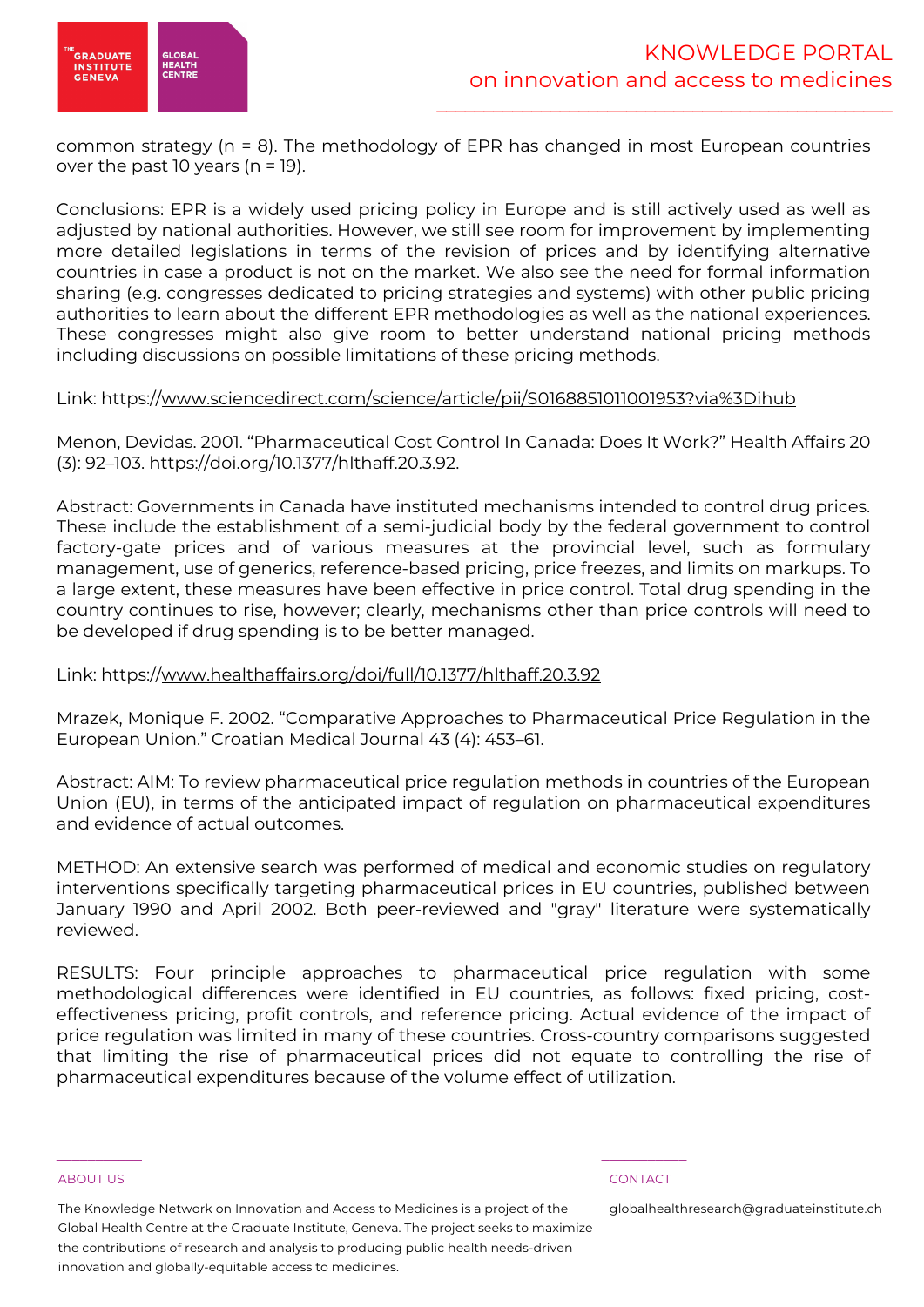common strategy (n = 8). The methodology of EPR has changed in most European countries over the past 10 years (n = 19).

Conclusions: EPR is a widely used pricing policy in Europe and is still actively used as well as adjusted by national authorities. However, we still see room for improvement by implementing more detailed legislations in terms of the revision of prices and by identifying alternative countries in case a product is not on the market. We also see the need for formal information sharing (e.g. congresses dedicated to pricing strategies and systems) with other public pricing authorities to learn about the different EPR methodologies as well as the national experiences. These congresses might also give room to better understand national pricing methods including discussions on possible limitations of these pricing methods.

Link: https://www.sciencedirect.com/science/article/pii/S0168851011001953?via%3Dihub

Menon, Devidas. 2001. "Pharmaceutical Cost Control In Canada: Does It Work?" Health Affairs 20 (3): 92–103. https://doi.org/10.1377/hlthaff.20.3.92.

Abstract: Governments in Canada have instituted mechanisms intended to control drug prices. These include the establishment of a semi-judicial body by the federal government to control factory-gate prices and of various measures at the provincial level, such as formulary management, use of generics, reference-based pricing, price freezes, and limits on markups. To a large extent, these measures have been effective in price control. Total drug spending in the country continues to rise, however; clearly, mechanisms other than price controls will need to be developed if drug spending is to be better managed.

Link: https://www.healthaffairs.org/doi/full/10.1377/hlthaff.20.3.92

Mrazek, Monique F. 2002. "Comparative Approaches to Pharmaceutical Price Regulation in the European Union." Croatian Medical Journal 43 (4): 453–61.

Abstract: AIM: To review pharmaceutical price regulation methods in countries of the European Union (EU), in terms of the anticipated impact of regulation on pharmaceutical expenditures and evidence of actual outcomes.

METHOD: An extensive search was performed of medical and economic studies on regulatory interventions specifically targeting pharmaceutical prices in EU countries, published between January 1990 and April 2002. Both peer-reviewed and "gray" literature were systematically reviewed.

RESULTS: Four principle approaches to pharmaceutical price regulation with some methodological differences were identified in EU countries, as follows: fixed pricing, cost-effectiveness pricing, profit controls, and reference pricing. Actual evidence of the impact of price regulation was limited in many of these countries. Cross-country comparisons suggested that limiting the rise of pharmaceutical prices did not equate to controlling the rise of pharmaceutical expenditures because of the volume effect of utilization.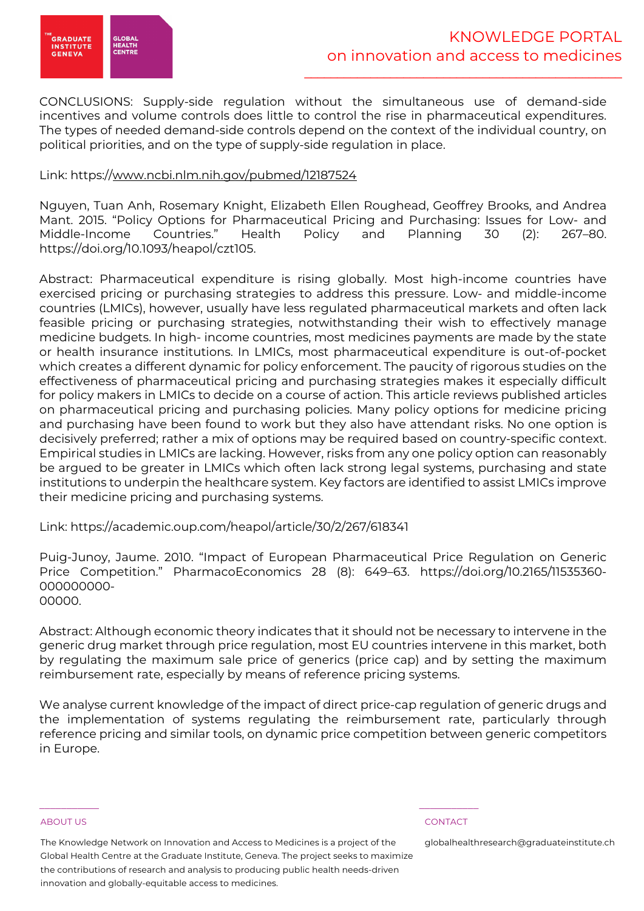CONCLUSIONS: Supply-side regulation without the simultaneous use of demand-side incentives and volume controls does little to control the rise in pharmaceutical expenditures. The types of needed demand-side controls depend on the context of the individual country, on political priorities, and on the type of supply-side regulation in place.

Link: https://www.ncbi.nlm.nih.gov/pubmed/12187524

Nguyen, Tuan Anh, Rosemary Knight, Elizabeth Ellen Roughead, Geoffrey Brooks, and Andrea Mant. 2015. "Policy Options for Pharmaceutical Pricing and Purchasing: Issues for Low- and Middle-Income Countries." Health Policy and Planning 30 (2): 267–80. https://doi.org/10.1093/heapol/czt105.

Abstract: Pharmaceutical expenditure is rising globally. Most high-income countries have exercised pricing or purchasing strategies to address this pressure. Low- and middle-income countries (LMICs), however, usually have less regulated pharmaceutical markets and often lack feasible pricing or purchasing strategies, notwithstanding their wish to effectively manage medicine budgets. In high- income countries, most medicines payments are made by the state or health insurance institutions. In LMICs, most pharmaceutical expenditure is out-of-pocket which creates a different dynamic for policy enforcement. The paucity of rigorous studies on the effectiveness of pharmaceutical pricing and purchasing strategies makes it especially difficult for policy makers in LMICs to decide on a course of action. This article reviews published articles on pharmaceutical pricing and purchasing policies. Many policy options for medicine pricing and purchasing have been found to work but they also have attendant risks. No one option is decisively preferred; rather a mix of options may be required based on country-specific context. Empirical studies in LMICs are lacking. However, risks from any one policy option can reasonably be argued to be greater in LMICs which often lack strong legal systems, purchasing and state institutions to underpin the healthcare system. Key factors are identified to assist LMICs improve their medicine pricing and purchasing systems.

Link: https://academic.oup.com/heapol/article/30/2/267/618341

Puig-Junoy, Jaume. 2010. "Impact of European Pharmaceutical Price Regulation on Generic Price Competition." PharmacoEconomics 28 (8): 649–63. https://doi.org/10.2165/11535360-000000000-00000.

Abstract: Although economic theory indicates that it should not be necessary to intervene in the generic drug market through price regulation, most EU countries intervene in this market, both by regulating the maximum sale price of generics (price cap) and by setting the maximum reimbursement rate, especially by means of reference pricing systems.

We analyse current knowledge of the impact of direct price-cap regulation of generic drugs and the implementation of systems regulating the reimbursement rate, particularly through reference pricing and similar tools, on dynamic price competition between generic competitors in Europe.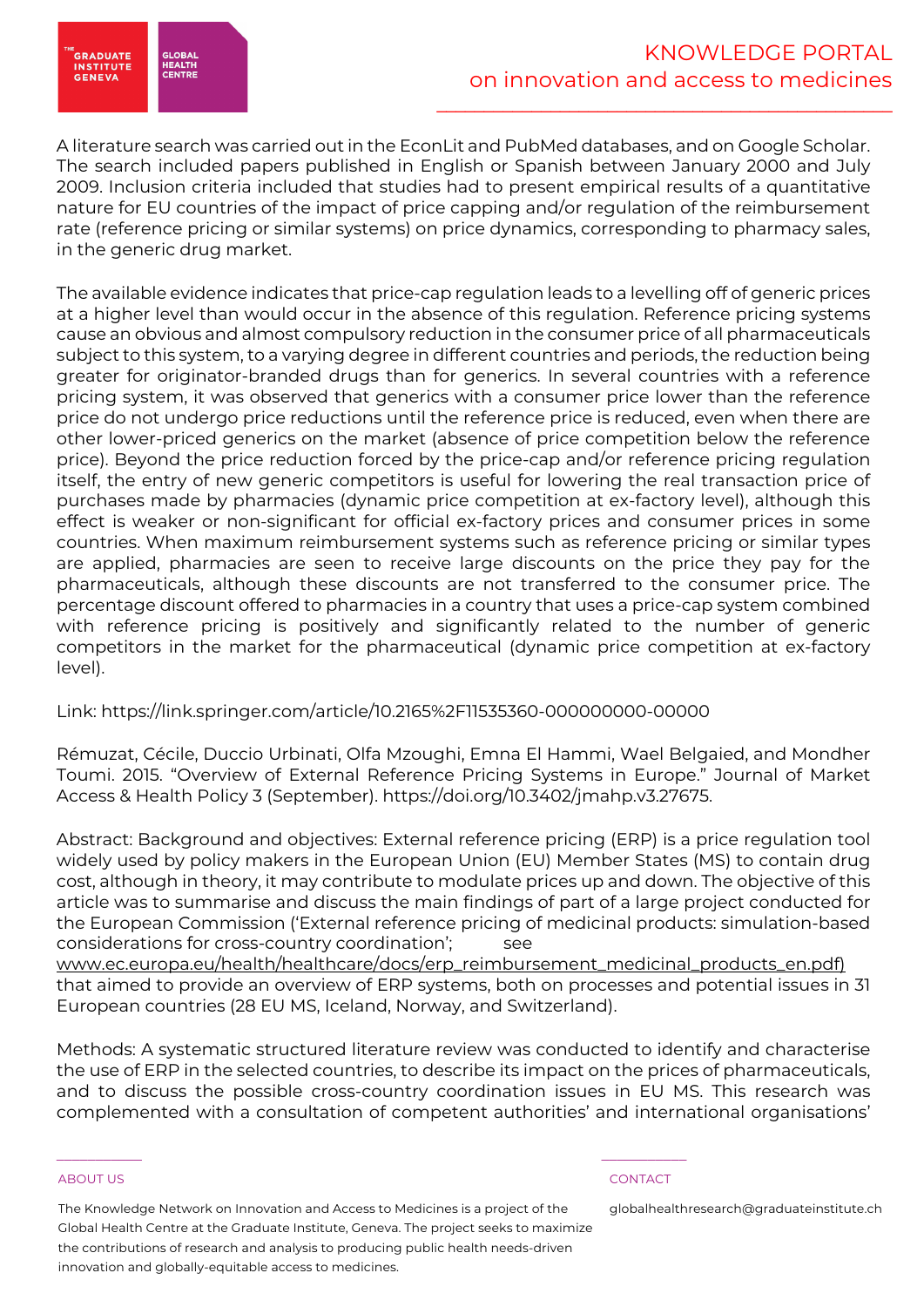A literature search was carried out in the EconLit and PubMed databases, and on Google Scholar. The search included papers published in English or Spanish between January 2000 and July 2009. Inclusion criteria included that studies had to present empirical results of a quantitative nature for EU countries of the impact of price capping and/or regulation of the reimbursement rate (reference pricing or similar systems) on price dynamics, corresponding to pharmacy sales, in the generic drug market.

The available evidence indicates that price-cap regulation leads to a levelling off of generic prices at a higher level than would occur in the absence of this regulation. Reference pricing systems cause an obvious and almost compulsory reduction in the consumer price of all pharmaceuticals subject to this system, to a varying degree in different countries and periods, the reduction being greater for originator-branded drugs than for generics. In several countries with a reference pricing system, it was observed that generics with a consumer price lower than the reference price do not undergo price reductions until the reference price is reduced, even when there are other lower-priced generics on the market (absence of price competition below the reference price). Beyond the price reduction forced by the price-cap and/or reference pricing regulation itself, the entry of new generic competitors is useful for lowering the real transaction price of purchases made by pharmacies (dynamic price competition at ex-factory level), although this effect is weaker or non-significant for official ex-factory prices and consumer prices in some countries. When maximum reimbursement systems such as reference pricing or similar types are applied, pharmacies are seen to receive large discounts on the price they pay for the pharmaceuticals, although these discounts are not transferred to the consumer price. The percentage discount offered to pharmacies in a country that uses a price-cap system combined with reference pricing is positively and significantly related to the number of generic competitors in the market for the pharmaceutical (dynamic price competition at ex-factory level).

Link: https://link.springer.com/article/10.2165%2F11535360-000000000-00000

Rémuzat, Cécile, Duccio Urbinati, Olfa Mzoughi, Emna El Hammi, Wael Belgaied, and Mondher Toumi. 2015. "Overview of External Reference Pricing Systems in Europe." Journal of Market Access & Health Policy 3 (September). https://doi.org/10.3402/jmahp.v3.27675.

Abstract: Background and objectives: External reference pricing (ERP) is a price regulation tool widely used by policy makers in the European Union (EU) Member States (MS) to contain drug cost, although in theory, it may contribute to modulate prices up and down. The objective of this article was to summarise and discuss the main findings of part of a large project conducted for the European Commission ('External reference pricing of medicinal products: simulation-based considerations for cross-country coordination'; see www.ec.europa.eu/health/healthcare/docs/erp_reimbursement_medicinal_products_en.pdf) that aimed to provide an overview of ERP systems, both on processes and potential issues in 31 European countries (28 EU MS, Iceland, Norway, and Switzerland).

Methods: A systematic structured literature review was conducted to identify and characterise the use of ERP in the selected countries, to describe its impact on the prices of pharmaceuticals, and to discuss the possible cross-country coordination issues in EU MS. This research was complemented with a consultation of competent authorities' and international organisations'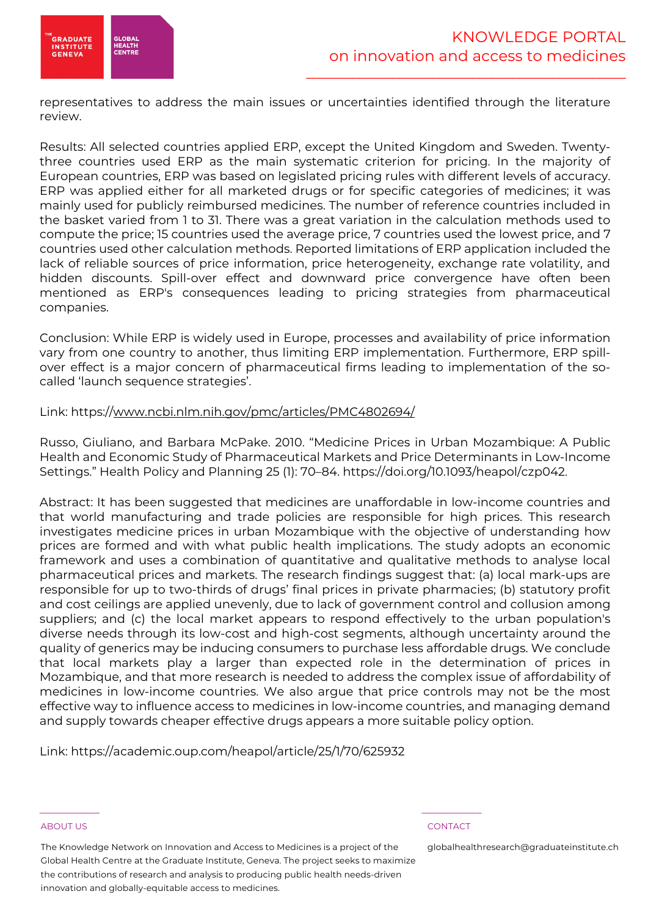representatives to address the main issues or uncertainties identified through the literature review.

Results: All selected countries applied ERP, except the United Kingdom and Sweden. Twenty-three countries used ERP as the main systematic criterion for pricing. In the majority of European countries, ERP was based on legislated pricing rules with different levels of accuracy. ERP was applied either for all marketed drugs or for specific categories of medicines; it was mainly used for publicly reimbursed medicines. The number of reference countries included in the basket varied from 1 to 31. There was a great variation in the calculation methods used to compute the price; 15 countries used the average price, 7 countries used the lowest price, and 7 countries used other calculation methods. Reported limitations of ERP application included the lack of reliable sources of price information, price heterogeneity, exchange rate volatility, and hidden discounts. Spill-over effect and downward price convergence have often been mentioned as ERP's consequences leading to pricing strategies from pharmaceutical companies.

Conclusion: While ERP is widely used in Europe, processes and availability of price information vary from one country to another, thus limiting ERP implementation. Furthermore, ERP spill-over effect is a major concern of pharmaceutical firms leading to implementation of the so-called 'launch sequence strategies'.

Link: https://www.ncbi.nlm.nih.gov/pmc/articles/PMC4802694/

Russo, Giuliano, and Barbara McPake. 2010. "Medicine Prices in Urban Mozambique: A Public Health and Economic Study of Pharmaceutical Markets and Price Determinants in Low-Income Settings." Health Policy and Planning 25 (1): 70–84. https://doi.org/10.1093/heapol/czp042.

Abstract: It has been suggested that medicines are unaffordable in low-income countries and that world manufacturing and trade policies are responsible for high prices. This research investigates medicine prices in urban Mozambique with the objective of understanding how prices are formed and with what public health implications. The study adopts an economic framework and uses a combination of quantitative and qualitative methods to analyse local pharmaceutical prices and markets. The research findings suggest that: (a) local mark-ups are responsible for up to two-thirds of drugs' final prices in private pharmacies; (b) statutory profit and cost ceilings are applied unevenly, due to lack of government control and collusion among suppliers; and (c) the local market appears to respond effectively to the urban population's diverse needs through its low-cost and high-cost segments, although uncertainty around the quality of generics may be inducing consumers to purchase less affordable drugs. We conclude that local markets play a larger than expected role in the determination of prices in Mozambique, and that more research is needed to address the complex issue of affordability of medicines in low-income countries. We also argue that price controls may not be the most effective way to influence access to medicines in low-income countries, and managing demand and supply towards cheaper effective drugs appears a more suitable policy option.

Link: https://academic.oup.com/heapol/article/25/1/70/625932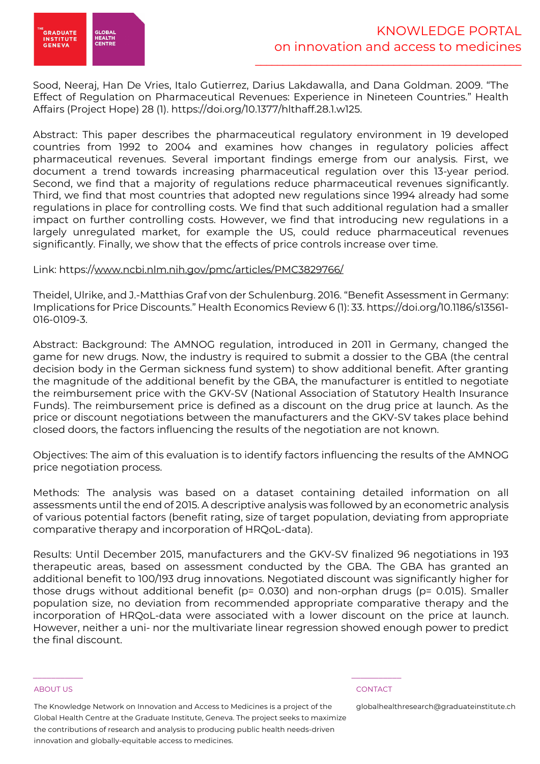Sood, Neeraj, Han De Vries, Italo Gutierrez, Darius Lakdawalla, and Dana Goldman. 2009. "The Effect of Regulation on Pharmaceutical Revenues: Experience in Nineteen Countries." Health Affairs (Project Hope) 28 (1). https://doi.org/10.1377/hlthaff.28.1.w125.

Abstract: This paper describes the pharmaceutical regulatory environment in 19 developed countries from 1992 to 2004 and examines how changes in regulatory policies affect pharmaceutical revenues. Several important findings emerge from our analysis. First, we document a trend towards increasing pharmaceutical regulation over this 13-year period. Second, we find that a majority of regulations reduce pharmaceutical revenues significantly. Third, we find that most countries that adopted new regulations since 1994 already had some regulations in place for controlling costs. We find that such additional regulation had a smaller impact on further controlling costs. However, we find that introducing new regulations in a largely unregulated market, for example the US, could reduce pharmaceutical revenues significantly. Finally, we show that the effects of price controls increase over time.

Link: https://www.ncbi.nlm.nih.gov/pmc/articles/PMC3829766/

Theidel, Ulrike, and J.-Matthias Graf von der Schulenburg. 2016. "Benefit Assessment in Germany: Implications for Price Discounts." Health Economics Review 6 (1): 33. https://doi.org/10.1186/s13561-016-0109-3.

Abstract: Background: The AMNOG regulation, introduced in 2011 in Germany, changed the game for new drugs. Now, the industry is required to submit a dossier to the GBA (the central decision body in the German sickness fund system) to show additional benefit. After granting the magnitude of the additional benefit by the GBA, the manufacturer is entitled to negotiate the reimbursement price with the GKV-SV (National Association of Statutory Health Insurance Funds). The reimbursement price is defined as a discount on the drug price at launch. As the price or discount negotiations between the manufacturers and the GKV-SV takes place behind closed doors, the factors influencing the results of the negotiation are not known.

Objectives: The aim of this evaluation is to identify factors influencing the results of the AMNOG price negotiation process.

Methods: The analysis was based on a dataset containing detailed information on all assessments until the end of 2015. A descriptive analysis was followed by an econometric analysis of various potential factors (benefit rating, size of target population, deviating from appropriate comparative therapy and incorporation of HRQoL-data).

Results: Until December 2015, manufacturers and the GKV-SV finalized 96 negotiations in 193 therapeutic areas, based on assessment conducted by the GBA. The GBA has granted an additional benefit to 100/193 drug innovations. Negotiated discount was significantly higher for those drugs without additional benefit ($p = 0.030$) and non-orphan drugs ($p = 0.015$). Smaller population size, no deviation from recommended appropriate comparative therapy and the incorporation of HRQoL-data were associated with a lower discount on the price at launch. However, neither a uni- nor the multivariate linear regression showed enough power to predict the final discount.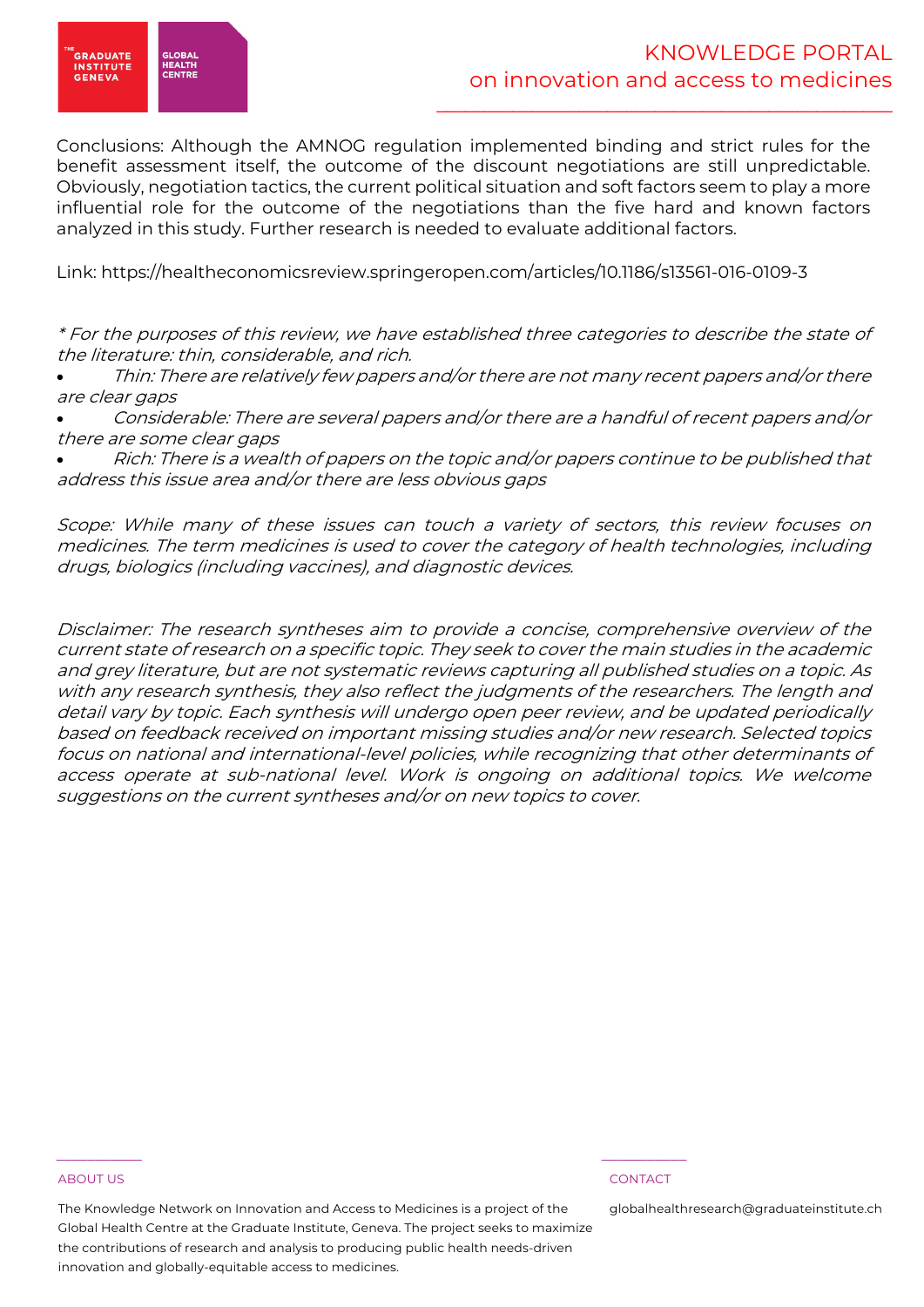Conclusions: Although the AMNOG regulation implemented binding and strict rules for the benefit assessment itself, the outcome of the discount negotiations are still unpredictable. Obviously, negotiation tactics, the current political situation and soft factors seem to play a more influential role for the outcome of the negotiations than the five hard and known factors analyzed in this study. Further research is needed to evaluate additional factors.

Link: https://healtheconomicsreview.springeropen.com/articles/10.1186/s13561-016-0109-3

*\* For the purposes of this review, we have established three categories to describe the state of the literature: thin, considerable, and rich.*

- *Thin: There are relatively few papers and/or there are not many recent papers and/or there are clear gaps*
- *Considerable: There are several papers and/or there are a handful of recent papers and/or there are some clear gaps*
- *Rich: There is a wealth of papers on the topic and/or papers continue to be published that address this issue area and/or there are less obvious gaps*

*Scope: While many of these issues can touch a variety of sectors, this review focuses on medicines. The term medicines is used to cover the category of health technologies, including drugs, biologics (including vaccines), and diagnostic devices.*

*Disclaimer: The research syntheses aim to provide a concise, comprehensive overview of the current state of research on a specific topic. They seek to cover the main studies in the academic and grey literature, but are not systematic reviews capturing all published studies on a topic. As with any research synthesis, they also reflect the judgments of the researchers. The length and detail vary by topic. Each synthesis will undergo open peer review, and be updated periodically based on feedback received on important missing studies and/or new research. Selected topics focus on national and international-level policies, while recognizing that other determinants of access operate at sub-national level. Work is ongoing on additional topics. We welcome suggestions on the current syntheses and/or on new topics to cover.*

ABOUT US

The Knowledge Network on Innovation and Access to Medicines is a project of the Global Health Centre at the Graduate Institute, Geneva. The project seeks to maximize the contributions of research and analysis to producing public health needs-driven innovation and globally-equitable access to medicines.

CONTACT

globalhealthresearch@graduateinstitute.ch